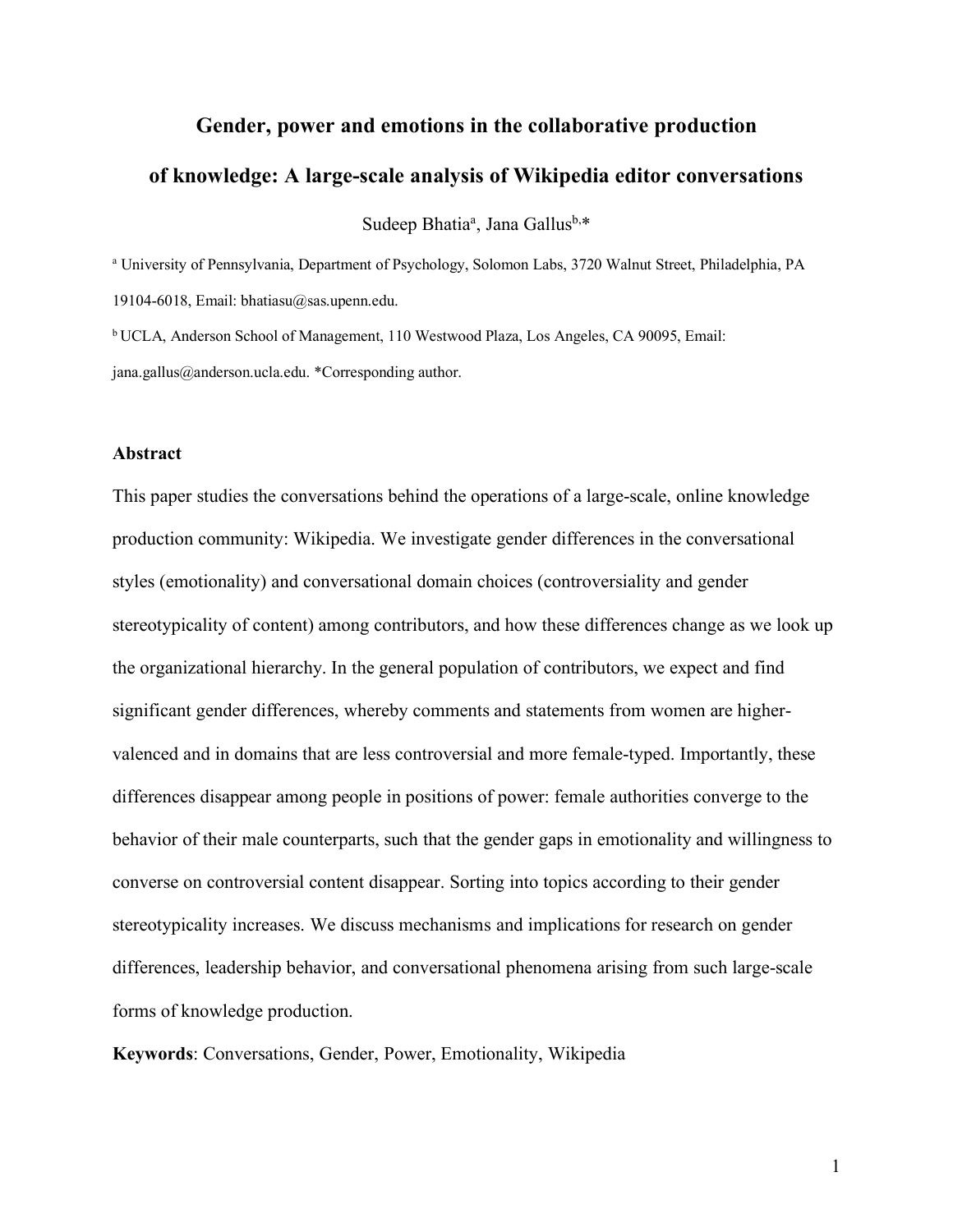# Gender, power and emotions in the collaborative production of knowledge: A large-scale analysis of Wikipedia editor conversations

Sudeep Bhatia[a], Jana Gallus[b,*]

[a] University of Pennsylvania, Department of Psychology, Solomon Labs, 3720 Walnut Street, Philadelphia, PA 19104-6018, Email: bhatiasu@sas.upenn.edu.

[b] UCLA, Anderson School of Management, 110 Westwood Plaza, Los Angeles, CA 90095, Email: jana.gallus@anderson.ucla.edu. *Corresponding author.

## Abstract

This paper studies the conversations behind the operations of a large-scale, online knowledge production community: Wikipedia. We investigate gender differences in the conversational styles (emotionality) and conversational domain choices (controversiality and gender stereotypicality of content) among contributors, and how these differences change as we look up the organizational hierarchy. In the general population of contributors, we expect and find significant gender differences, whereby comments and statements from women are higher-valenced and in domains that are less controversial and more female-typed. Importantly, these differences disappear among people in positions of power: female authorities converge to the behavior of their male counterparts, such that the gender gaps in emotionality and willingness to converse on controversial content disappear. Sorting into topics according to their gender stereotypicality increases. We discuss mechanisms and implications for research on gender differences, leadership behavior, and conversational phenomena arising from such large-scale forms of knowledge production.

**Keywords**: Conversations, Gender, Power, Emotionality, Wikipedia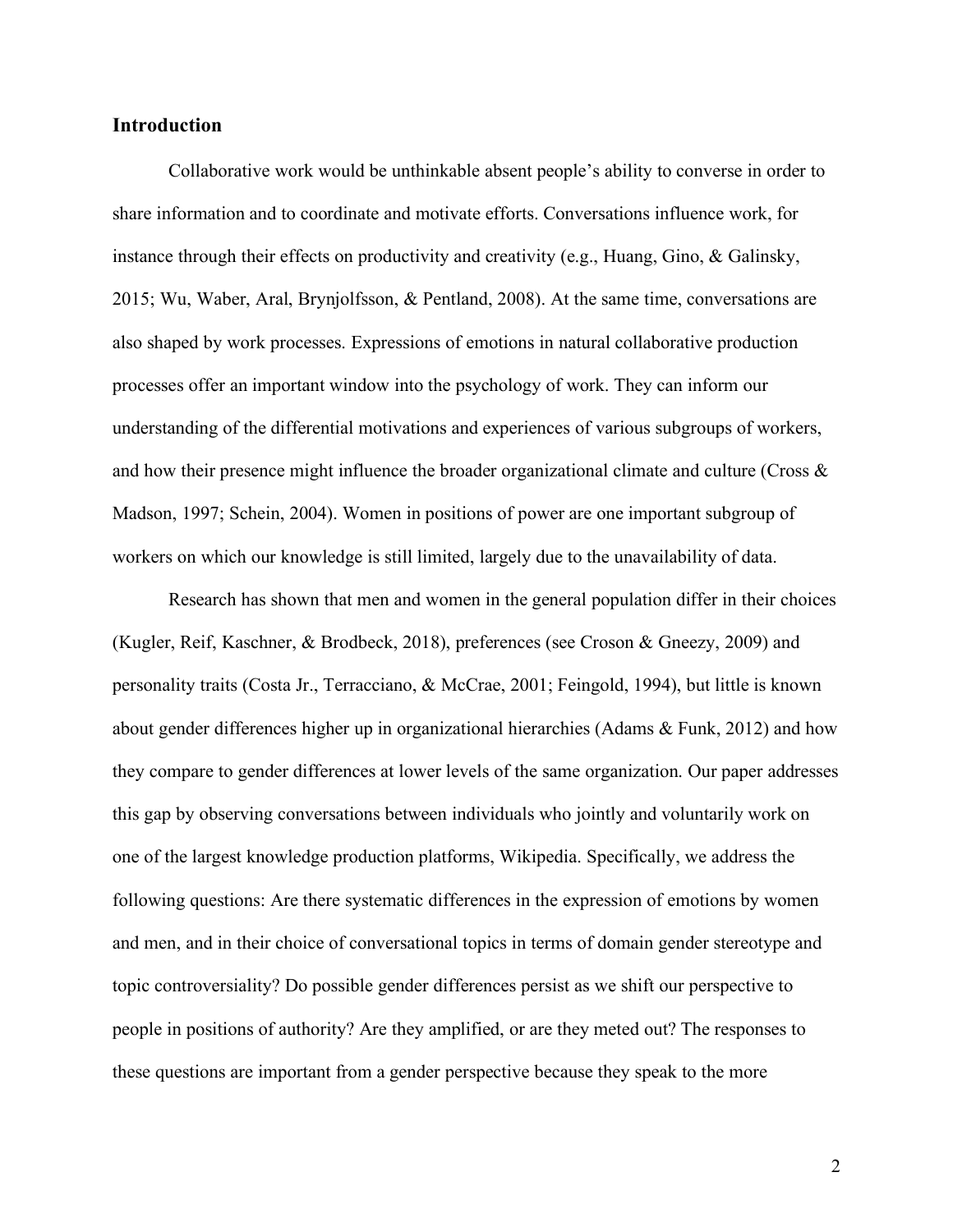## Introduction

Collaborative work would be unthinkable absent people's ability to converse in order to share information and to coordinate and motivate efforts. Conversations influence work, for instance through their effects on productivity and creativity (e.g., Huang, Gino, & Galinsky, 2015; Wu, Waber, Aral, Brynjolfsson, & Pentland, 2008). At the same time, conversations are also shaped by work processes. Expressions of emotions in natural collaborative production processes offer an important window into the psychology of work. They can inform our understanding of the differential motivations and experiences of various subgroups of workers, and how their presence might influence the broader organizational climate and culture (Cross & Madson, 1997; Schein, 2004). Women in positions of power are one important subgroup of workers on which our knowledge is still limited, largely due to the unavailability of data.

Research has shown that men and women in the general population differ in their choices (Kugler, Reif, Kaschner, & Brodbeck, 2018), preferences (see Croson & Gneezy, 2009) and personality traits (Costa Jr., Terracciano, & McCrae, 2001; Feingold, 1994), but little is known about gender differences higher up in organizational hierarchies (Adams & Funk, 2012) and how they compare to gender differences at lower levels of the same organization. Our paper addresses this gap by observing conversations between individuals who jointly and voluntarily work on one of the largest knowledge production platforms, Wikipedia. Specifically, we address the following questions: Are there systematic differences in the expression of emotions by women and men, and in their choice of conversational topics in terms of domain gender stereotype and topic controversiality? Do possible gender differences persist as we shift our perspective to people in positions of authority? Are they amplified, or are they meted out? The responses to these questions are important from a gender perspective because they speak to the more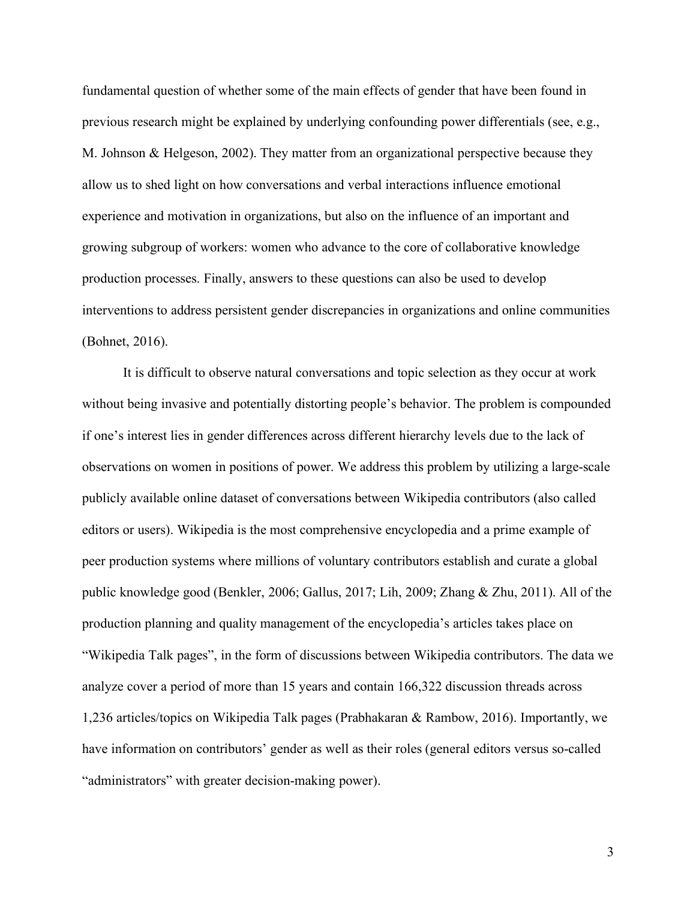fundamental question of whether some of the main effects of gender that have been found in previous research might be explained by underlying confounding power differentials (see, e.g., M. Johnson & Helgeson, 2002). They matter from an organizational perspective because they allow us to shed light on how conversations and verbal interactions influence emotional experience and motivation in organizations, but also on the influence of an important and growing subgroup of workers: women who advance to the core of collaborative knowledge production processes. Finally, answers to these questions can also be used to develop interventions to address persistent gender discrepancies in organizations and online communities (Bohnet, 2016).

It is difficult to observe natural conversations and topic selection as they occur at work without being invasive and potentially distorting people's behavior. The problem is compounded if one's interest lies in gender differences across different hierarchy levels due to the lack of observations on women in positions of power. We address this problem by utilizing a large-scale publicly available online dataset of conversations between Wikipedia contributors (also called editors or users). Wikipedia is the most comprehensive encyclopedia and a prime example of peer production systems where millions of voluntary contributors establish and curate a global public knowledge good (Benkler, 2006; Gallus, 2017; Lih, 2009; Zhang & Zhu, 2011). All of the production planning and quality management of the encyclopedia's articles takes place on "Wikipedia Talk pages", in the form of discussions between Wikipedia contributors. The data we analyze cover a period of more than 15 years and contain 166,322 discussion threads across 1,236 articles/topics on Wikipedia Talk pages (Prabhakaran & Rambow, 2016). Importantly, we have information on contributors' gender as well as their roles (general editors versus so-called "administrators" with greater decision-making power).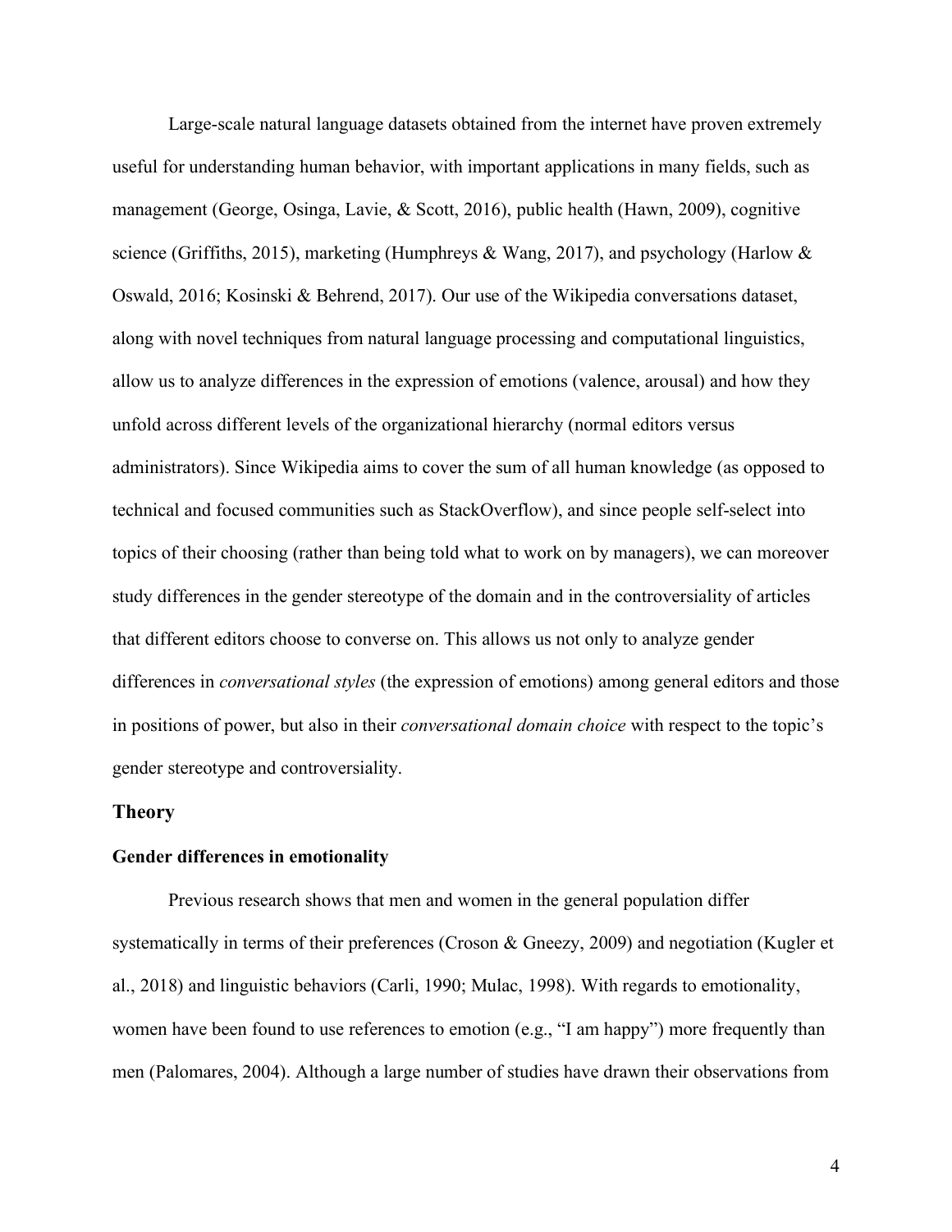Large-scale natural language datasets obtained from the internet have proven extremely useful for understanding human behavior, with important applications in many fields, such as management (George, Osinga, Lavie, & Scott, 2016), public health (Hawn, 2009), cognitive science (Griffiths, 2015), marketing (Humphreys & Wang, 2017), and psychology (Harlow & Oswald, 2016; Kosinski & Behrend, 2017). Our use of the Wikipedia conversations dataset, along with novel techniques from natural language processing and computational linguistics, allow us to analyze differences in the expression of emotions (valence, arousal) and how they unfold across different levels of the organizational hierarchy (normal editors versus administrators). Since Wikipedia aims to cover the sum of all human knowledge (as opposed to technical and focused communities such as StackOverflow), and since people self-select into topics of their choosing (rather than being told what to work on by managers), we can moreover study differences in the gender stereotype of the domain and in the controversiality of articles that different editors choose to converse on. This allows us not only to analyze gender differences in *conversational styles* (the expression of emotions) among general editors and those in positions of power, but also in their *conversational domain choice* with respect to the topic's gender stereotype and controversiality.

## Theory

### Gender differences in emotionality

Previous research shows that men and women in the general population differ systematically in terms of their preferences (Croson & Gneezy, 2009) and negotiation (Kugler et al., 2018) and linguistic behaviors (Carli, 1990; Mulac, 1998). With regards to emotionality, women have been found to use references to emotion (e.g., "I am happy") more frequently than men (Palomares, 2004). Although a large number of studies have drawn their observations from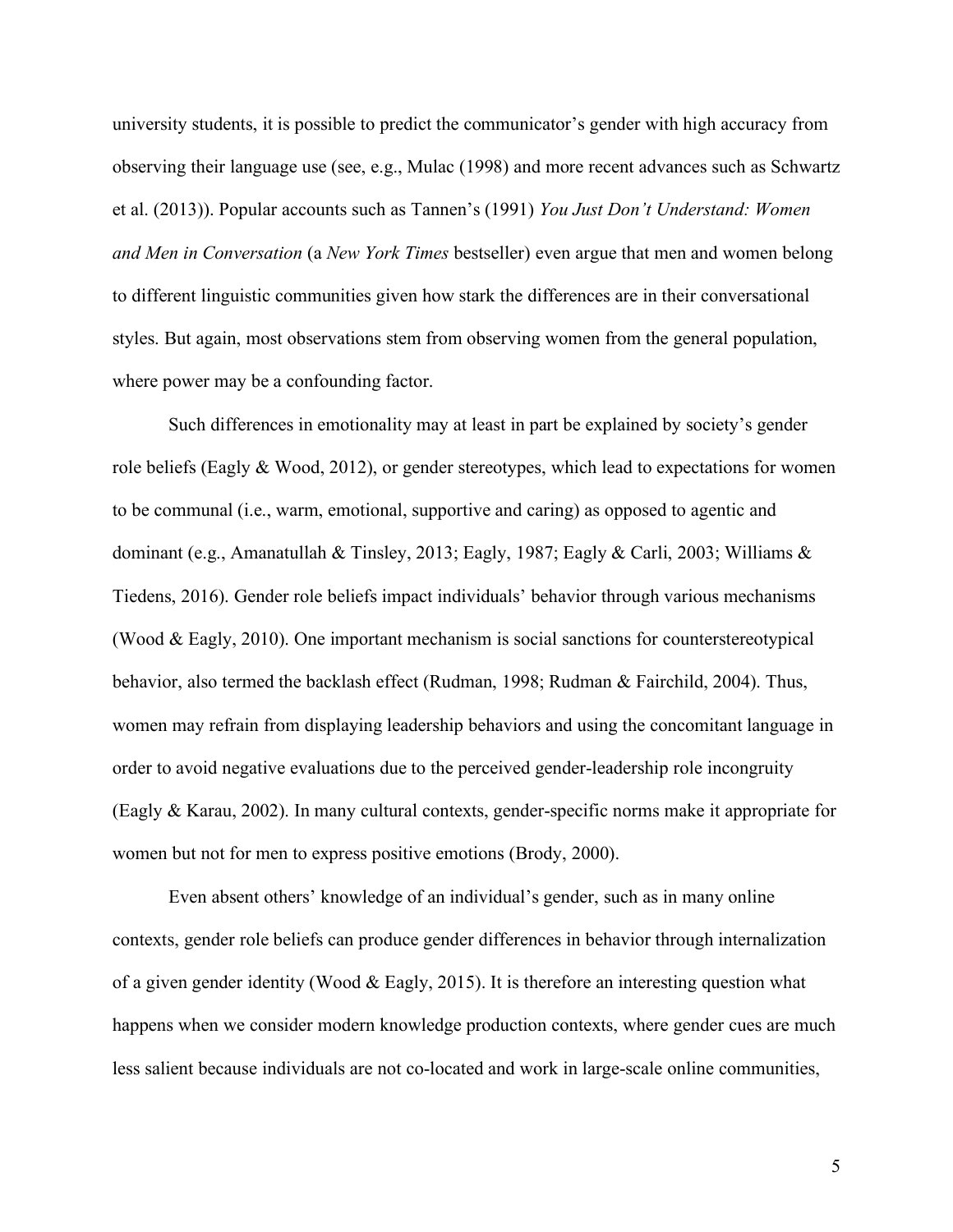university students, it is possible to predict the communicator's gender with high accuracy from observing their language use (see, e.g., Mulac (1998) and more recent advances such as Schwartz et al. (2013)). Popular accounts such as Tannen's (1991) *You Just Don't Understand: Women and Men in Conversation* (a *New York Times* bestseller) even argue that men and women belong to different linguistic communities given how stark the differences are in their conversational styles. But again, most observations stem from observing women from the general population, where power may be a confounding factor.

Such differences in emotionality may at least in part be explained by society's gender role beliefs (Eagly & Wood, 2012), or gender stereotypes, which lead to expectations for women to be communal (i.e., warm, emotional, supportive and caring) as opposed to agentic and dominant (e.g., Amanatullah & Tinsley, 2013; Eagly, 1987; Eagly & Carli, 2003; Williams & Tiedens, 2016). Gender role beliefs impact individuals' behavior through various mechanisms (Wood & Eagly, 2010). One important mechanism is social sanctions for counterstereotypical behavior, also termed the backlash effect (Rudman, 1998; Rudman & Fairchild, 2004). Thus, women may refrain from displaying leadership behaviors and using the concomitant language in order to avoid negative evaluations due to the perceived gender-leadership role incongruity (Eagly & Karau, 2002). In many cultural contexts, gender-specific norms make it appropriate for women but not for men to express positive emotions (Brody, 2000).

Even absent others' knowledge of an individual's gender, such as in many online contexts, gender role beliefs can produce gender differences in behavior through internalization of a given gender identity (Wood & Eagly, 2015). It is therefore an interesting question what happens when we consider modern knowledge production contexts, where gender cues are much less salient because individuals are not co-located and work in large-scale online communities,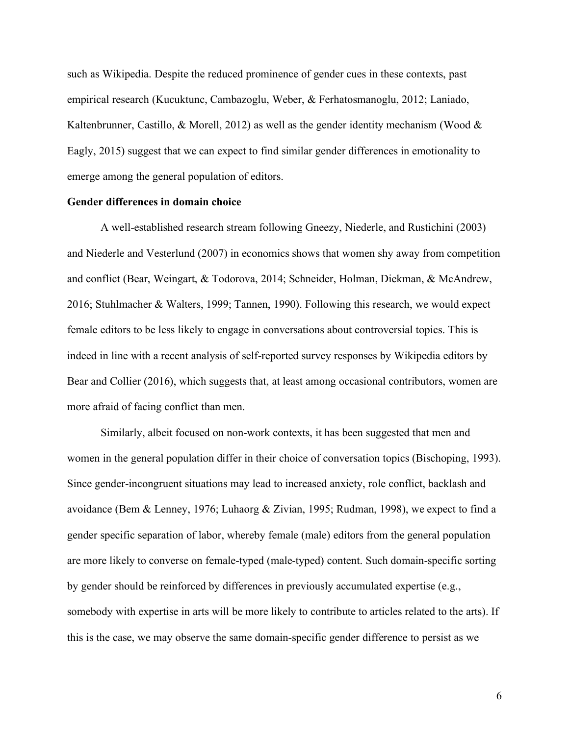such as Wikipedia. Despite the reduced prominence of gender cues in these contexts, past empirical research (Kucuktunc, Cambazoglu, Weber, & Ferhatosmanoglu, 2012; Laniado, Kaltenbrunner, Castillo, & Morell, 2012) as well as the gender identity mechanism (Wood & Eagly, 2015) suggest that we can expect to find similar gender differences in emotionality to emerge among the general population of editors.

**Gender differences in domain choice**

A well-established research stream following Gneezy, Niederle, and Rustichini (2003) and Niederle and Vesterlund (2007) in economics shows that women shy away from competition and conflict (Bear, Weingart, & Todorova, 2014; Schneider, Holman, Diekman, & McAndrew, 2016; Stuhlmacher & Walters, 1999; Tannen, 1990). Following this research, we would expect female editors to be less likely to engage in conversations about controversial topics. This is indeed in line with a recent analysis of self-reported survey responses by Wikipedia editors by Bear and Collier (2016), which suggests that, at least among occasional contributors, women are more afraid of facing conflict than men.

Similarly, albeit focused on non-work contexts, it has been suggested that men and women in the general population differ in their choice of conversation topics (Bischoping, 1993). Since gender-incongruent situations may lead to increased anxiety, role conflict, backlash and avoidance (Bem & Lenney, 1976; Luhaorg & Zivian, 1995; Rudman, 1998), we expect to find a gender specific separation of labor, whereby female (male) editors from the general population are more likely to converse on female-typed (male-typed) content. Such domain-specific sorting by gender should be reinforced by differences in previously accumulated expertise (e.g., somebody with expertise in arts will be more likely to contribute to articles related to the arts). If this is the case, we may observe the same domain-specific gender difference to persist as we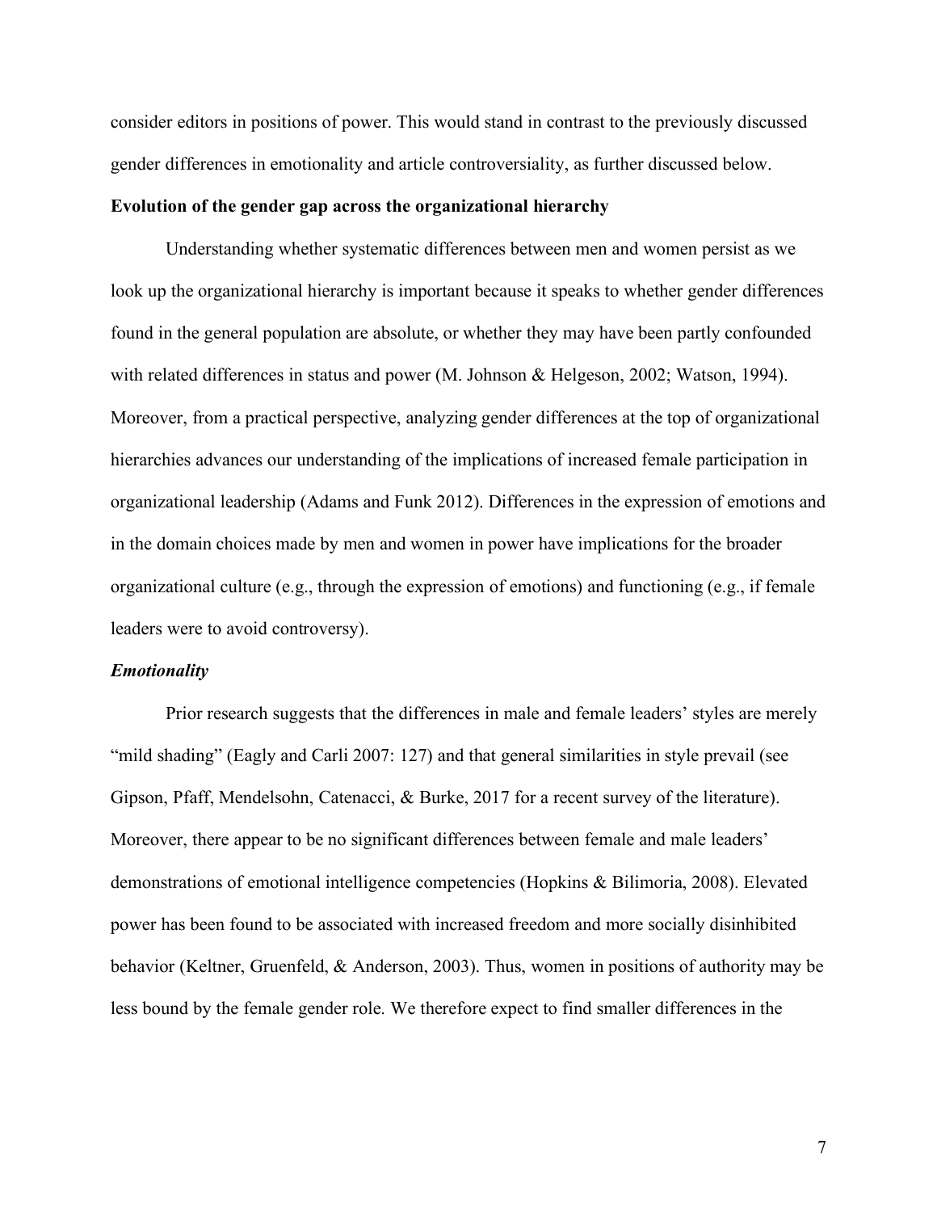consider editors in positions of power. This would stand in contrast to the previously discussed gender differences in emotionality and article controversiality, as further discussed below.

### Evolution of the gender gap across the organizational hierarchy

Understanding whether systematic differences between men and women persist as we look up the organizational hierarchy is important because it speaks to whether gender differences found in the general population are absolute, or whether they may have been partly confounded with related differences in status and power (M. Johnson & Helgeson, 2002; Watson, 1994). Moreover, from a practical perspective, analyzing gender differences at the top of organizational hierarchies advances our understanding of the implications of increased female participation in organizational leadership (Adams and Funk 2012). Differences in the expression of emotions and in the domain choices made by men and women in power have implications for the broader organizational culture (e.g., through the expression of emotions) and functioning (e.g., if female leaders were to avoid controversy).

#### *Emotionality*

Prior research suggests that the differences in male and female leaders' styles are merely "mild shading" (Eagly and Carli 2007: 127) and that general similarities in style prevail (see Gipson, Pfaff, Mendelsohn, Catenacci, & Burke, 2017 for a recent survey of the literature). Moreover, there appear to be no significant differences between female and male leaders' demonstrations of emotional intelligence competencies (Hopkins & Bilimoria, 2008). Elevated power has been found to be associated with increased freedom and more socially disinhibited behavior (Keltner, Gruenfeld, & Anderson, 2003). Thus, women in positions of authority may be less bound by the female gender role. We therefore expect to find smaller differences in the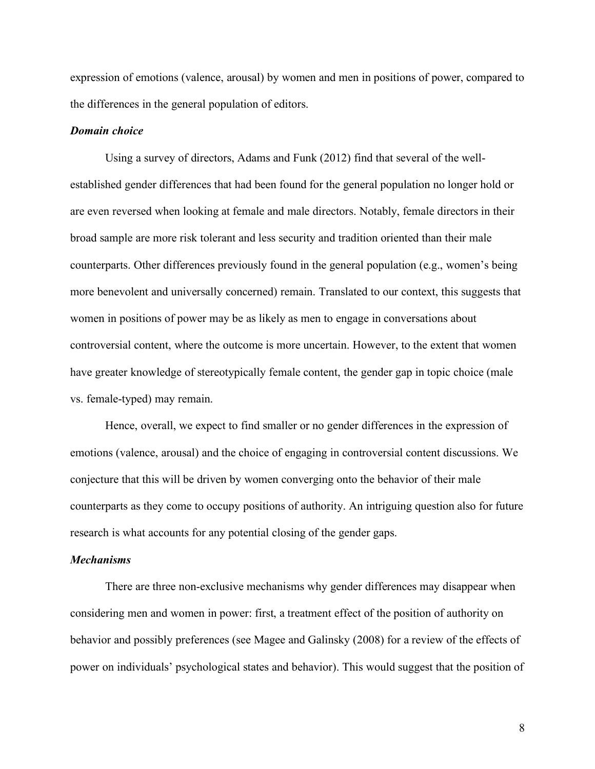expression of emotions (valence, arousal) by women and men in positions of power, compared to the differences in the general population of editors.

***Domain choice***

Using a survey of directors, Adams and Funk (2012) find that several of the well-established gender differences that had been found for the general population no longer hold or are even reversed when looking at female and male directors. Notably, female directors in their broad sample are more risk tolerant and less security and tradition oriented than their male counterparts. Other differences previously found in the general population (e.g., women's being more benevolent and universally concerned) remain. Translated to our context, this suggests that women in positions of power may be as likely as men to engage in conversations about controversial content, where the outcome is more uncertain. However, to the extent that women have greater knowledge of stereotypically female content, the gender gap in topic choice (male vs. female-typed) may remain.

Hence, overall, we expect to find smaller or no gender differences in the expression of emotions (valence, arousal) and the choice of engaging in controversial content discussions. We conjecture that this will be driven by women converging onto the behavior of their male counterparts as they come to occupy positions of authority. An intriguing question also for future research is what accounts for any potential closing of the gender gaps.

***Mechanisms***

There are three non-exclusive mechanisms why gender differences may disappear when considering men and women in power: first, a treatment effect of the position of authority on behavior and possibly preferences (see Magee and Galinsky (2008) for a review of the effects of power on individuals' psychological states and behavior). This would suggest that the position of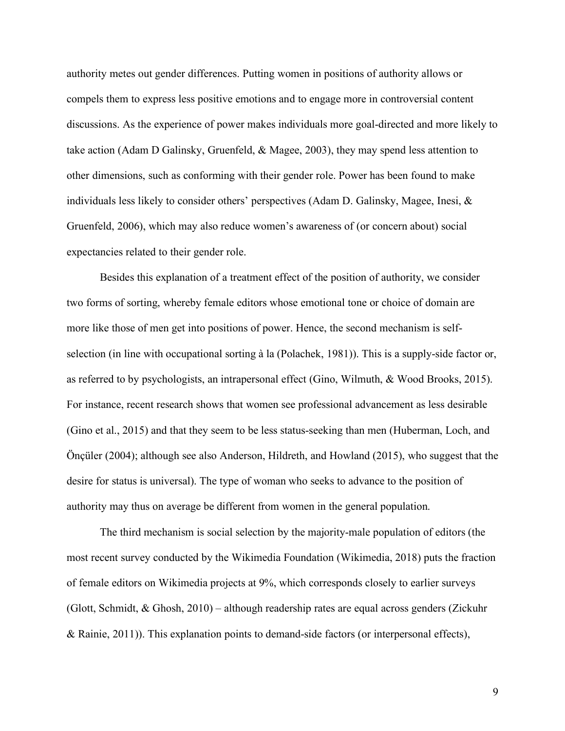authority metes out gender differences. Putting women in positions of authority allows or compels them to express less positive emotions and to engage more in controversial content discussions. As the experience of power makes individuals more goal-directed and more likely to take action (Adam D Galinsky, Gruenfeld, & Magee, 2003), they may spend less attention to other dimensions, such as conforming with their gender role. Power has been found to make individuals less likely to consider others' perspectives (Adam D. Galinsky, Magee, Inesi, & Gruenfeld, 2006), which may also reduce women's awareness of (or concern about) social expectancies related to their gender role.

Besides this explanation of a treatment effect of the position of authority, we consider two forms of sorting, whereby female editors whose emotional tone or choice of domain are more like those of men get into positions of power. Hence, the second mechanism is self-selection (in line with occupational sorting à la (Polachek, 1981)). This is a supply-side factor or, as referred to by psychologists, an intrapersonal effect (Gino, Wilmuth, & Wood Brooks, 2015). For instance, recent research shows that women see professional advancement as less desirable (Gino et al., 2015) and that they seem to be less status-seeking than men (Huberman, Loch, and Önçüler (2004); although see also Anderson, Hildreth, and Howland (2015), who suggest that the desire for status is universal). The type of woman who seeks to advance to the position of authority may thus on average be different from women in the general population.

The third mechanism is social selection by the majority-male population of editors (the most recent survey conducted by the Wikimedia Foundation (Wikimedia, 2018) puts the fraction of female editors on Wikimedia projects at 9%, which corresponds closely to earlier surveys (Glott, Schmidt, & Ghosh, 2010) – although readership rates are equal across genders (Zickuhr & Rainie, 2011)). This explanation points to demand-side factors (or interpersonal effects),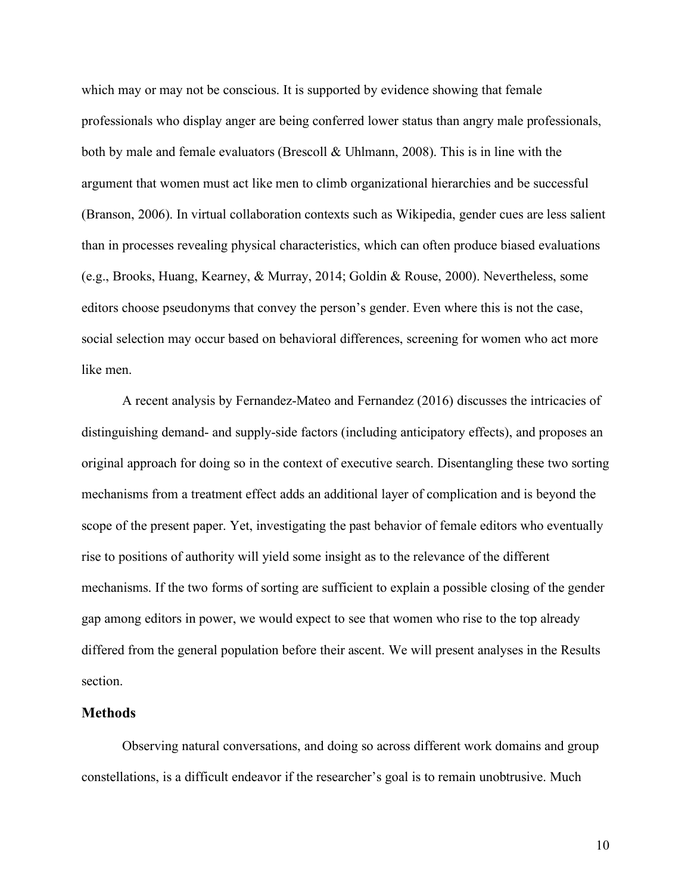which may or may not be conscious. It is supported by evidence showing that female professionals who display anger are being conferred lower status than angry male professionals, both by male and female evaluators (Brescoll & Uhlmann, 2008). This is in line with the argument that women must act like men to climb organizational hierarchies and be successful (Branson, 2006). In virtual collaboration contexts such as Wikipedia, gender cues are less salient than in processes revealing physical characteristics, which can often produce biased evaluations (e.g., Brooks, Huang, Kearney, & Murray, 2014; Goldin & Rouse, 2000). Nevertheless, some editors choose pseudonyms that convey the person's gender. Even where this is not the case, social selection may occur based on behavioral differences, screening for women who act more like men.

A recent analysis by Fernandez-Mateo and Fernandez (2016) discusses the intricacies of distinguishing demand- and supply-side factors (including anticipatory effects), and proposes an original approach for doing so in the context of executive search. Disentangling these two sorting mechanisms from a treatment effect adds an additional layer of complication and is beyond the scope of the present paper. Yet, investigating the past behavior of female editors who eventually rise to positions of authority will yield some insight as to the relevance of the different mechanisms. If the two forms of sorting are sufficient to explain a possible closing of the gender gap among editors in power, we would expect to see that women who rise to the top already differed from the general population before their ascent. We will present analyses in the Results section.

## Methods

Observing natural conversations, and doing so across different work domains and group constellations, is a difficult endeavor if the researcher's goal is to remain unobtrusive. Much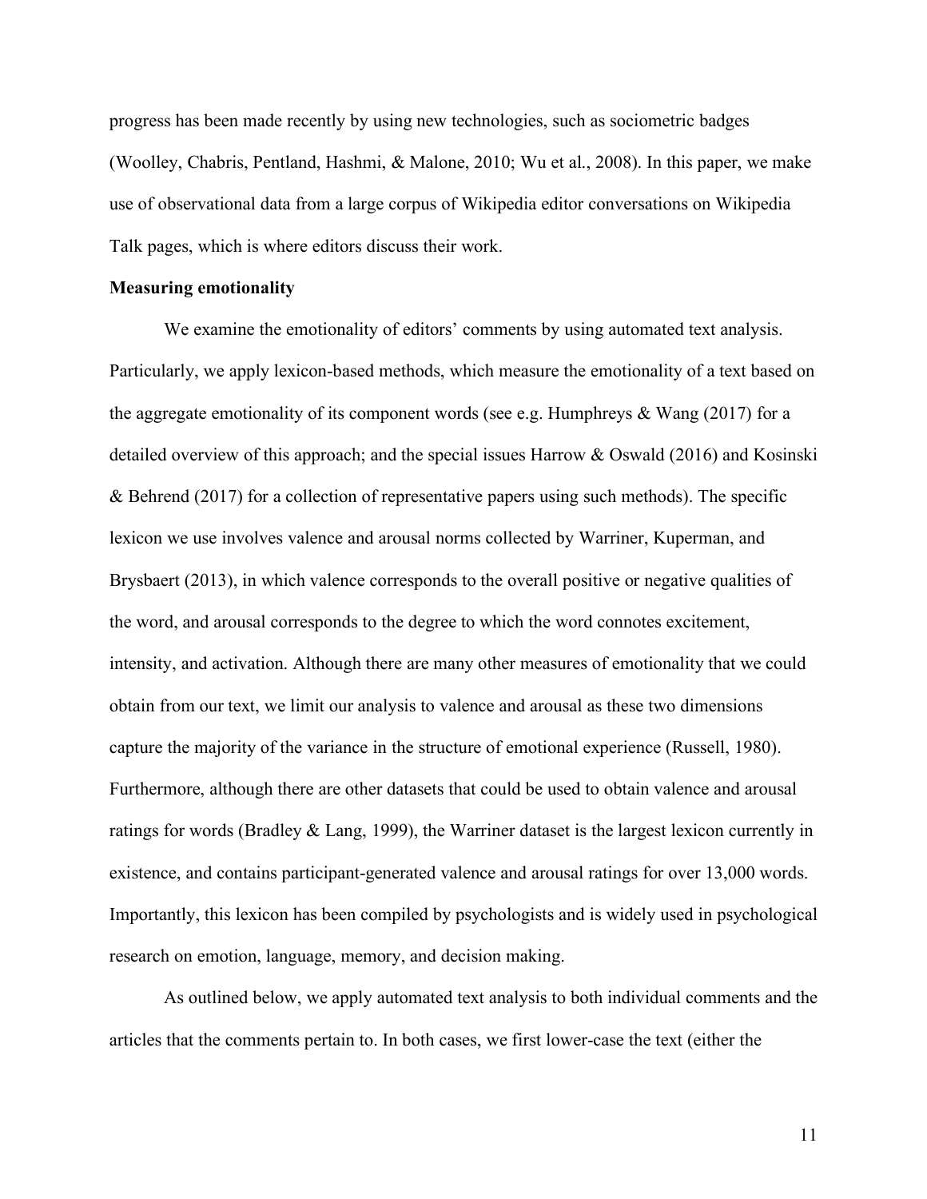progress has been made recently by using new technologies, such as sociometric badges (Woolley, Chabris, Pentland, Hashmi, & Malone, 2010; Wu et al., 2008). In this paper, we make use of observational data from a large corpus of Wikipedia editor conversations on Wikipedia Talk pages, which is where editors discuss their work.

**Measuring emotionality**

We examine the emotionality of editors' comments by using automated text analysis. Particularly, we apply lexicon-based methods, which measure the emotionality of a text based on the aggregate emotionality of its component words (see e.g. Humphreys & Wang (2017) for a detailed overview of this approach; and the special issues Harrow & Oswald (2016) and Kosinski & Behrend (2017) for a collection of representative papers using such methods). The specific lexicon we use involves valence and arousal norms collected by Warriner, Kuperman, and Brysbaert (2013), in which valence corresponds to the overall positive or negative qualities of the word, and arousal corresponds to the degree to which the word connotes excitement, intensity, and activation. Although there are many other measures of emotionality that we could obtain from our text, we limit our analysis to valence and arousal as these two dimensions capture the majority of the variance in the structure of emotional experience (Russell, 1980). Furthermore, although there are other datasets that could be used to obtain valence and arousal ratings for words (Bradley & Lang, 1999), the Warriner dataset is the largest lexicon currently in existence, and contains participant-generated valence and arousal ratings for over 13,000 words. Importantly, this lexicon has been compiled by psychologists and is widely used in psychological research on emotion, language, memory, and decision making.

As outlined below, we apply automated text analysis to both individual comments and the articles that the comments pertain to. In both cases, we first lower-case the text (either the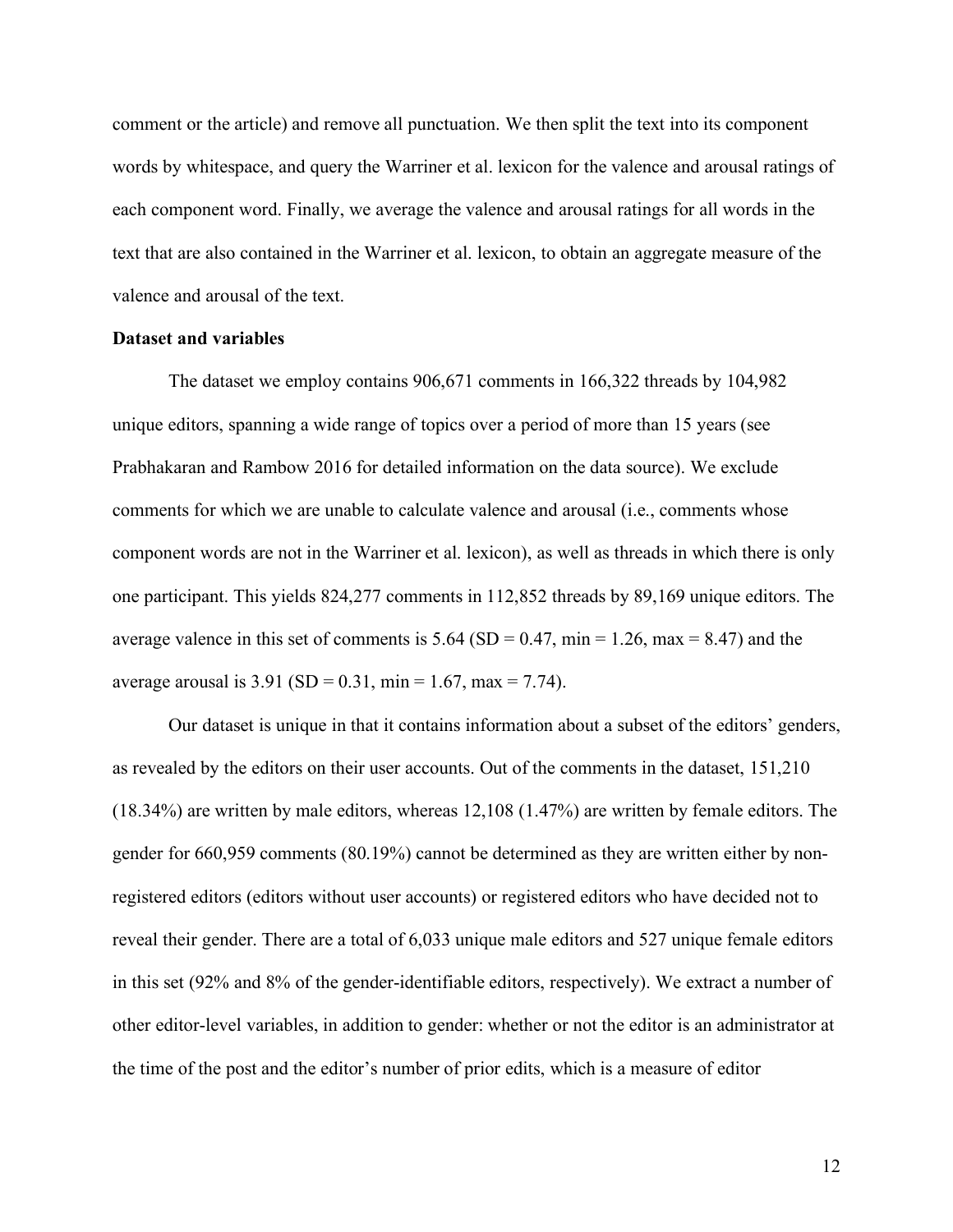comment or the article) and remove all punctuation. We then split the text into its component words by whitespace, and query the Warriner et al. lexicon for the valence and arousal ratings of each component word. Finally, we average the valence and arousal ratings for all words in the text that are also contained in the Warriner et al. lexicon, to obtain an aggregate measure of the valence and arousal of the text.

**Dataset and variables**

The dataset we employ contains 906,671 comments in 166,322 threads by 104,982 unique editors, spanning a wide range of topics over a period of more than 15 years (see Prabhakaran and Rambow 2016 for detailed information on the data source). We exclude comments for which we are unable to calculate valence and arousal (i.e., comments whose component words are not in the Warriner et al. lexicon), as well as threads in which there is only one participant. This yields 824,277 comments in 112,852 threads by 89,169 unique editors. The average valence in this set of comments is 5.64 (SD = 0.47, min = 1.26, max = 8.47) and the average arousal is 3.91 (SD = 0.31, min = 1.67, max = 7.74).

Our dataset is unique in that it contains information about a subset of the editors' genders, as revealed by the editors on their user accounts. Out of the comments in the dataset, 151,210 (18.34%) are written by male editors, whereas 12,108 (1.47%) are written by female editors. The gender for 660,959 comments (80.19%) cannot be determined as they are written either by non-registered editors (editors without user accounts) or registered editors who have decided not to reveal their gender. There are a total of 6,033 unique male editors and 527 unique female editors in this set (92% and 8% of the gender-identifiable editors, respectively). We extract a number of other editor-level variables, in addition to gender: whether or not the editor is an administrator at the time of the post and the editor's number of prior edits, which is a measure of editor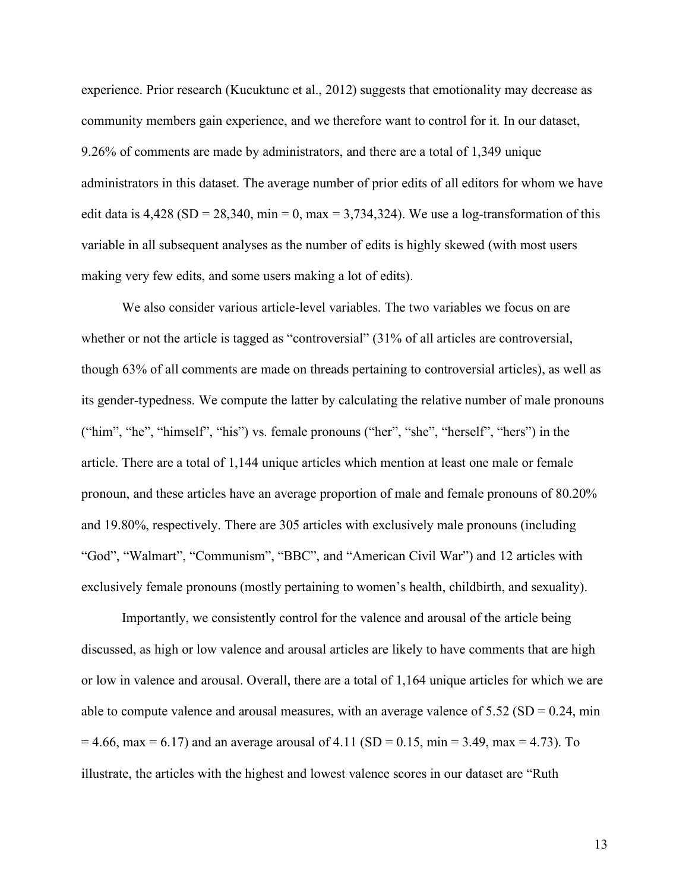experience. Prior research (Kucuktunc et al., 2012) suggests that emotionality may decrease as community members gain experience, and we therefore want to control for it. In our dataset, 9.26% of comments are made by administrators, and there are a total of 1,349 unique administrators in this dataset. The average number of prior edits of all editors for whom we have edit data is 4,428 (SD = 28,340, min = 0, max = 3,734,324). We use a log-transformation of this variable in all subsequent analyses as the number of edits is highly skewed (with most users making very few edits, and some users making a lot of edits).

We also consider various article-level variables. The two variables we focus on are whether or not the article is tagged as "controversial" (31% of all articles are controversial, though 63% of all comments are made on threads pertaining to controversial articles), as well as its gender-typedness. We compute the latter by calculating the relative number of male pronouns ("him", "he", "himself", "his") vs. female pronouns ("her", "she", "herself", "hers") in the article. There are a total of 1,144 unique articles which mention at least one male or female pronoun, and these articles have an average proportion of male and female pronouns of 80.20% and 19.80%, respectively. There are 305 articles with exclusively male pronouns (including "God", "Walmart", "Communism", "BBC", and "American Civil War") and 12 articles with exclusively female pronouns (mostly pertaining to women's health, childbirth, and sexuality).

Importantly, we consistently control for the valence and arousal of the article being discussed, as high or low valence and arousal articles are likely to have comments that are high or low in valence and arousal. Overall, there are a total of 1,164 unique articles for which we are able to compute valence and arousal measures, with an average valence of 5.52 (SD = 0.24, min = 4.66, max = 6.17) and an average arousal of 4.11 (SD = 0.15, min = 3.49, max = 4.73). To illustrate, the articles with the highest and lowest valence scores in our dataset are "Ruth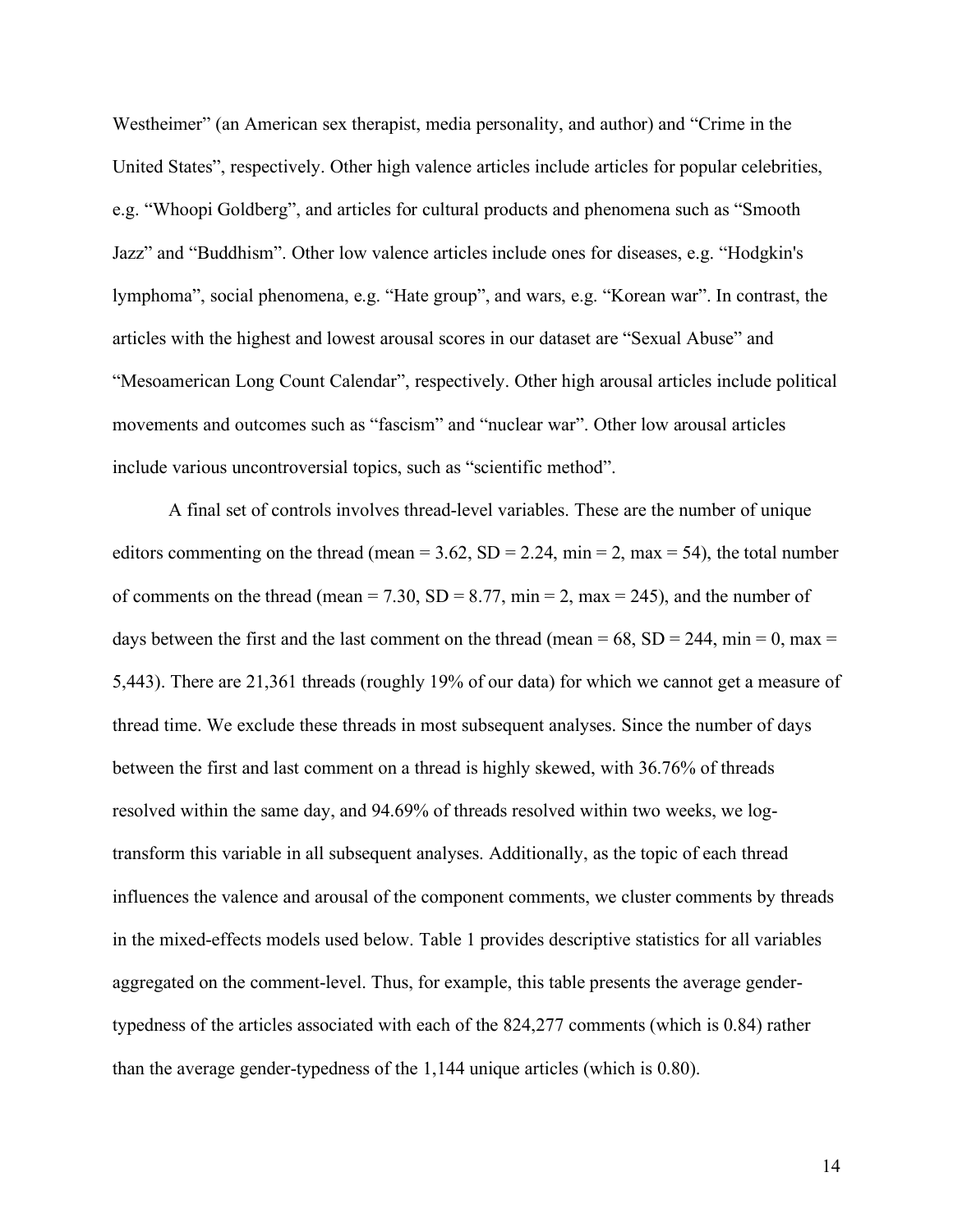Westheimer" (an American sex therapist, media personality, and author) and "Crime in the United States", respectively. Other high valence articles include articles for popular celebrities, e.g. "Whoopi Goldberg", and articles for cultural products and phenomena such as "Smooth Jazz" and "Buddhism". Other low valence articles include ones for diseases, e.g. "Hodgkin's lymphoma", social phenomena, e.g. "Hate group", and wars, e.g. "Korean war". In contrast, the articles with the highest and lowest arousal scores in our dataset are "Sexual Abuse" and "Mesoamerican Long Count Calendar", respectively. Other high arousal articles include political movements and outcomes such as "fascism" and "nuclear war". Other low arousal articles include various uncontroversial topics, such as "scientific method".

A final set of controls involves thread-level variables. These are the number of unique editors commenting on the thread (mean = 3.62, SD = 2.24, min = 2, max = 54), the total number of comments on the thread (mean = 7.30, SD = 8.77, min = 2, max = 245), and the number of days between the first and the last comment on the thread (mean = 68, SD = 244, min = 0, max = 5,443). There are 21,361 threads (roughly 19% of our data) for which we cannot get a measure of thread time. We exclude these threads in most subsequent analyses. Since the number of days between the first and last comment on a thread is highly skewed, with 36.76% of threads resolved within the same day, and 94.69% of threads resolved within two weeks, we log-transform this variable in all subsequent analyses. Additionally, as the topic of each thread influences the valence and arousal of the component comments, we cluster comments by threads in the mixed-effects models used below. Table 1 provides descriptive statistics for all variables aggregated on the comment-level. Thus, for example, this table presents the average gender-typedness of the articles associated with each of the 824,277 comments (which is 0.84) rather than the average gender-typedness of the 1,144 unique articles (which is 0.80).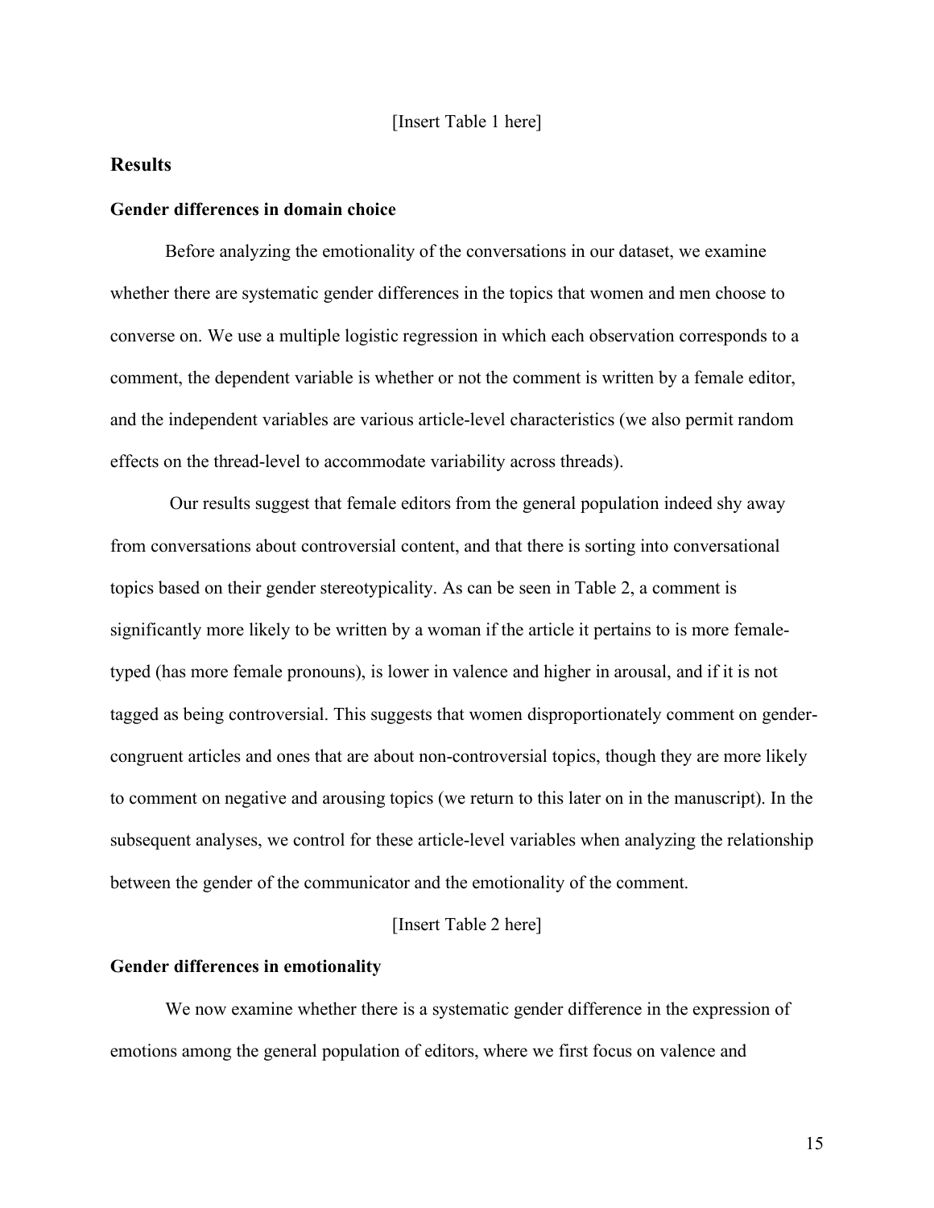[Insert Table 1 here]

## Results

### Gender differences in domain choice

Before analyzing the emotionality of the conversations in our dataset, we examine whether there are systematic gender differences in the topics that women and men choose to converse on. We use a multiple logistic regression in which each observation corresponds to a comment, the dependent variable is whether or not the comment is written by a female editor, and the independent variables are various article-level characteristics (we also permit random effects on the thread-level to accommodate variability across threads).

Our results suggest that female editors from the general population indeed shy away from conversations about controversial content, and that there is sorting into conversational topics based on their gender stereotypicality. As can be seen in Table 2, a comment is significantly more likely to be written by a woman if the article it pertains to is more female-typed (has more female pronouns), is lower in valence and higher in arousal, and if it is not tagged as being controversial. This suggests that women disproportionately comment on gender-congruent articles and ones that are about non-controversial topics, though they are more likely to comment on negative and arousing topics (we return to this later on in the manuscript). In the subsequent analyses, we control for these article-level variables when analyzing the relationship between the gender of the communicator and the emotionality of the comment.

[Insert Table 2 here]

### Gender differences in emotionality

We now examine whether there is a systematic gender difference in the expression of emotions among the general population of editors, where we first focus on valence and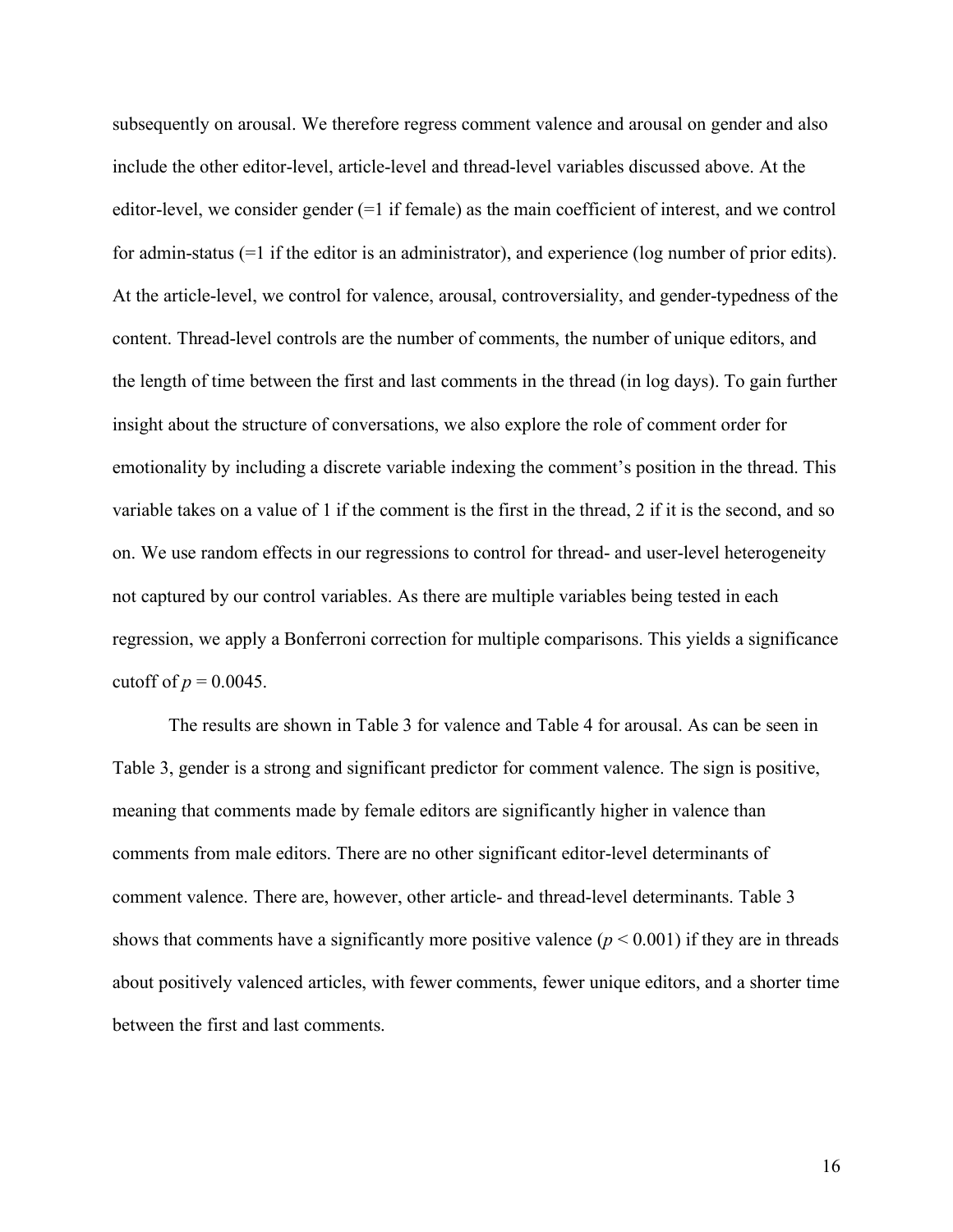subsequently on arousal. We therefore regress comment valence and arousal on gender and also include the other editor-level, article-level and thread-level variables discussed above. At the editor-level, we consider gender (=1 if female) as the main coefficient of interest, and we control for admin-status (=1 if the editor is an administrator), and experience (log number of prior edits). At the article-level, we control for valence, arousal, controversiality, and gender-typedness of the content. Thread-level controls are the number of comments, the number of unique editors, and the length of time between the first and last comments in the thread (in log days). To gain further insight about the structure of conversations, we also explore the role of comment order for emotionality by including a discrete variable indexing the comment's position in the thread. This variable takes on a value of 1 if the comment is the first in the thread, 2 if it is the second, and so on. We use random effects in our regressions to control for thread- and user-level heterogeneity not captured by our control variables. As there are multiple variables being tested in each regression, we apply a Bonferroni correction for multiple comparisons. This yields a significance cutoff of $p = 0.0045$.

The results are shown in Table 3 for valence and Table 4 for arousal. As can be seen in Table 3, gender is a strong and significant predictor for comment valence. The sign is positive, meaning that comments made by female editors are significantly higher in valence than comments from male editors. There are no other significant editor-level determinants of comment valence. There are, however, other article- and thread-level determinants. Table 3 shows that comments have a significantly more positive valence ($p < 0.001$) if they are in threads about positively valenced articles, with fewer comments, fewer unique editors, and a shorter time between the first and last comments.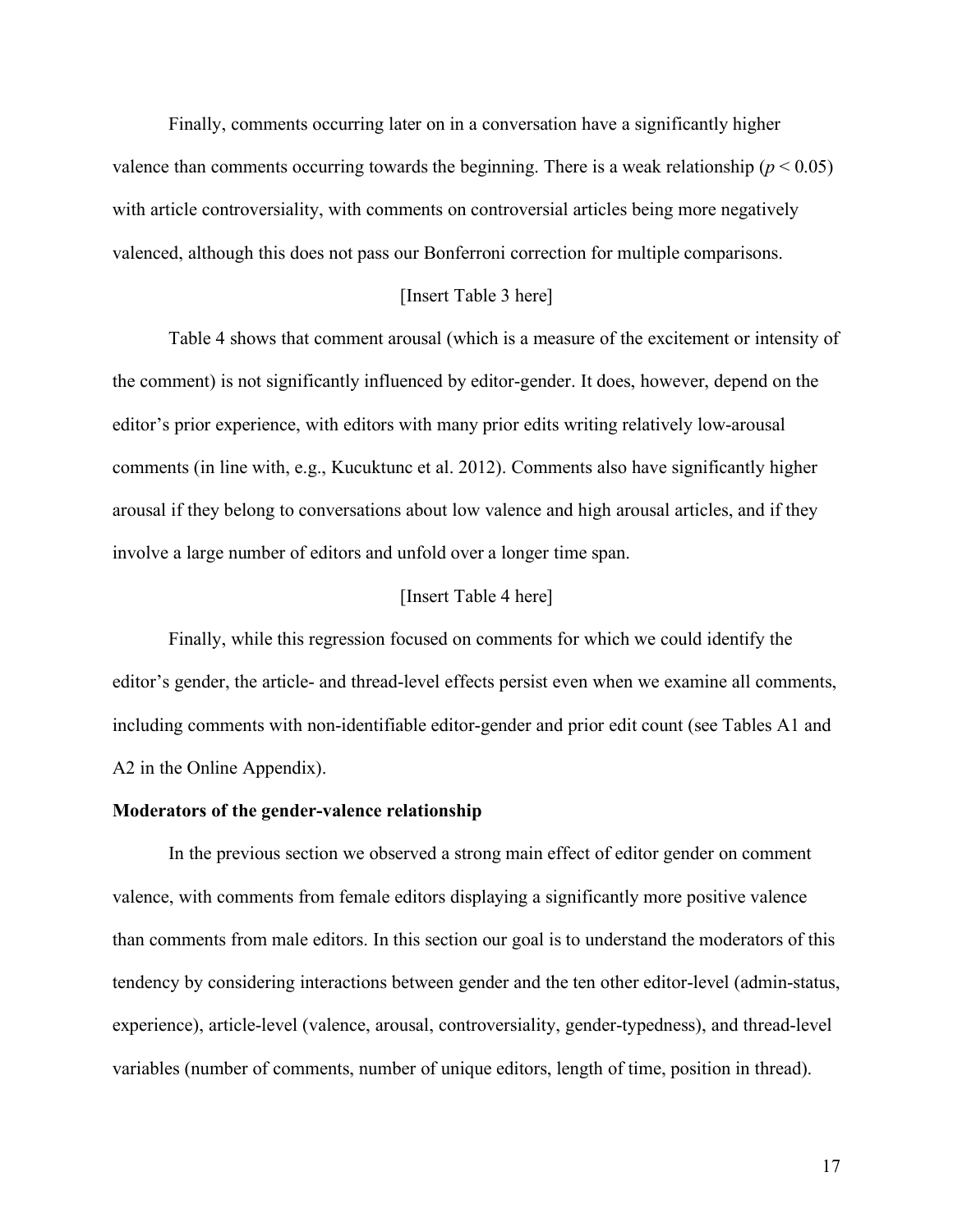Finally, comments occurring later on in a conversation have a significantly higher valence than comments occurring towards the beginning. There is a weak relationship ($p < 0.05$) with article controversiality, with comments on controversial articles being more negatively valenced, although this does not pass our Bonferroni correction for multiple comparisons.

[Insert Table 3 here]

Table 4 shows that comment arousal (which is a measure of the excitement or intensity of the comment) is not significantly influenced by editor-gender. It does, however, depend on the editor's prior experience, with editors with many prior edits writing relatively low-arousal comments (in line with, e.g., Kucuktunc et al. 2012). Comments also have significantly higher arousal if they belong to conversations about low valence and high arousal articles, and if they involve a large number of editors and unfold over a longer time span.

[Insert Table 4 here]

Finally, while this regression focused on comments for which we could identify the editor's gender, the article- and thread-level effects persist even when we examine all comments, including comments with non-identifiable editor-gender and prior edit count (see Tables A1 and A2 in the Online Appendix).

**Moderators of the gender-valence relationship**

In the previous section we observed a strong main effect of editor gender on comment valence, with comments from female editors displaying a significantly more positive valence than comments from male editors. In this section our goal is to understand the moderators of this tendency by considering interactions between gender and the ten other editor-level (admin-status, experience), article-level (valence, arousal, controversiality, gender-typedness), and thread-level variables (number of comments, number of unique editors, length of time, position in thread).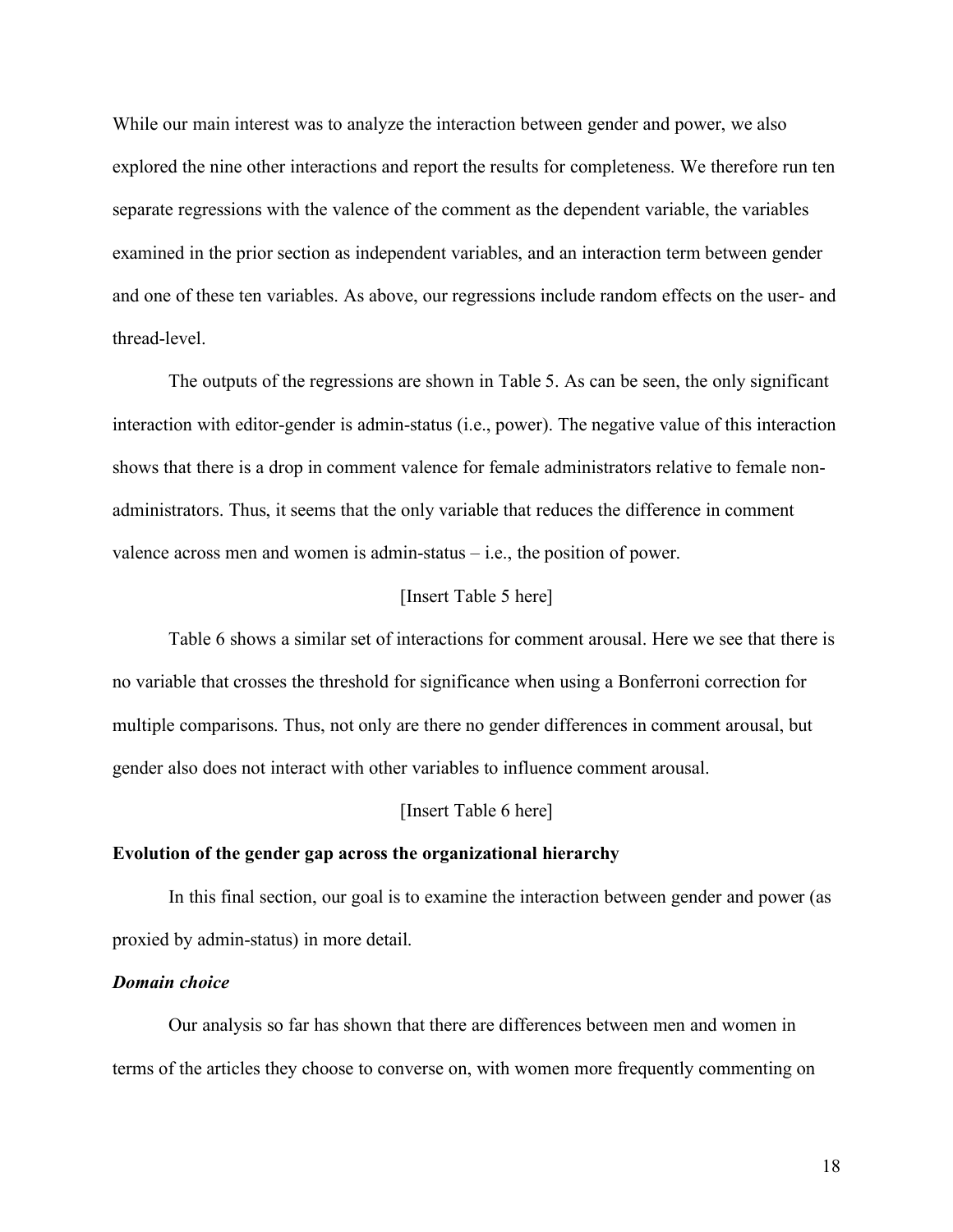While our main interest was to analyze the interaction between gender and power, we also explored the nine other interactions and report the results for completeness. We therefore run ten separate regressions with the valence of the comment as the dependent variable, the variables examined in the prior section as independent variables, and an interaction term between gender and one of these ten variables. As above, our regressions include random effects on the user- and thread-level.

The outputs of the regressions are shown in Table 5. As can be seen, the only significant interaction with editor-gender is admin-status (i.e., power). The negative value of this interaction shows that there is a drop in comment valence for female administrators relative to female non-administrators. Thus, it seems that the only variable that reduces the difference in comment valence across men and women is admin-status – i.e., the position of power.

[Insert Table 5 here]

Table 6 shows a similar set of interactions for comment arousal. Here we see that there is no variable that crosses the threshold for significance when using a Bonferroni correction for multiple comparisons. Thus, not only are there no gender differences in comment arousal, but gender also does not interact with other variables to influence comment arousal.

[Insert Table 6 here]

## Evolution of the gender gap across the organizational hierarchy

In this final section, our goal is to examine the interaction between gender and power (as proxied by admin-status) in more detail.

### *Domain choice*

Our analysis so far has shown that there are differences between men and women in terms of the articles they choose to converse on, with women more frequently commenting on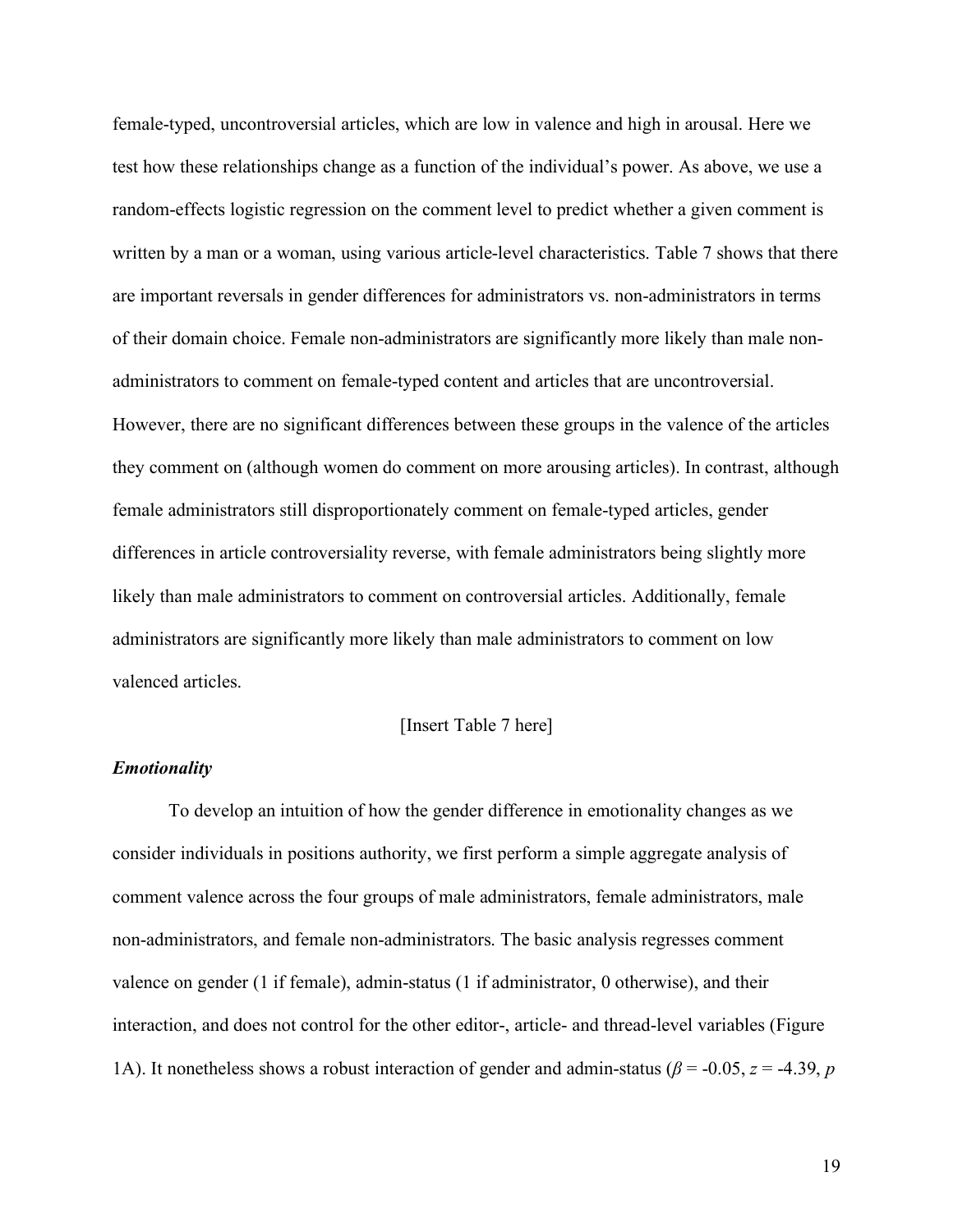female-typed, uncontroversial articles, which are low in valence and high in arousal. Here we test how these relationships change as a function of the individual's power. As above, we use a random-effects logistic regression on the comment level to predict whether a given comment is written by a man or a woman, using various article-level characteristics. Table 7 shows that there are important reversals in gender differences for administrators vs. non-administrators in terms of their domain choice. Female non-administrators are significantly more likely than male non-administrators to comment on female-typed content and articles that are uncontroversial. However, there are no significant differences between these groups in the valence of the articles they comment on (although women do comment on more arousing articles). In contrast, although female administrators still disproportionately comment on female-typed articles, gender differences in article controversiality reverse, with female administrators being slightly more likely than male administrators to comment on controversial articles. Additionally, female administrators are significantly more likely than male administrators to comment on low valenced articles.

[Insert Table 7 here]

### *Emotionality*

To develop an intuition of how the gender difference in emotionality changes as we consider individuals in positions authority, we first perform a simple aggregate analysis of comment valence across the four groups of male administrators, female administrators, male non-administrators, and female non-administrators. The basic analysis regresses comment valence on gender (1 if female), admin-status (1 if administrator, 0 otherwise), and their interaction, and does not control for the other editor-, article- and thread-level variables (Figure 1A). It nonetheless shows a robust interaction of gender and admin-status ($\beta = -0.05$, $z = -4.39$, $p$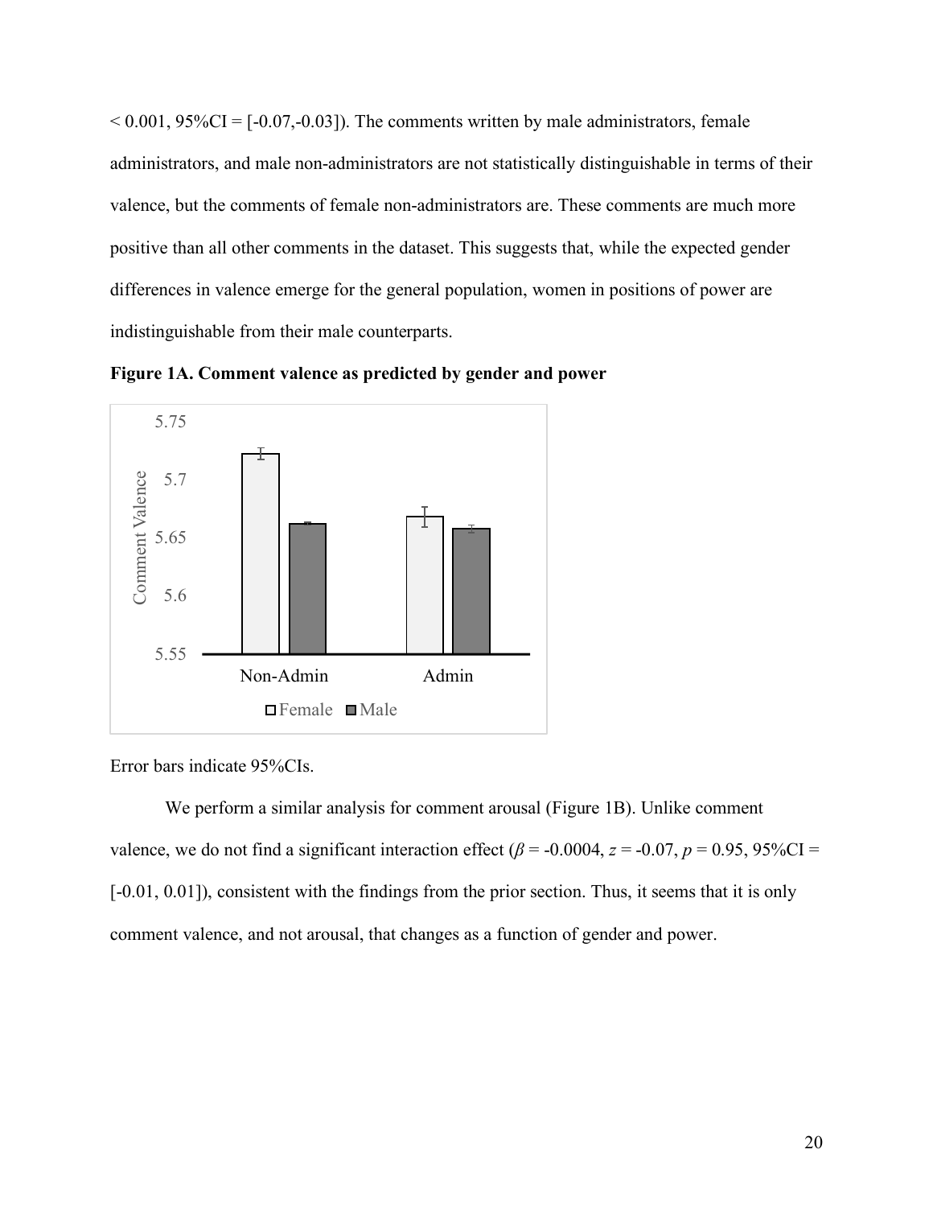< 0.001, 95%CI = [-0.07,-0.03]). The comments written by male administrators, female administrators, and male non-administrators are not statistically distinguishable in terms of their valence, but the comments of female non-administrators are. These comments are much more positive than all other comments in the dataset. This suggests that, while the expected gender differences in valence emerge for the general population, women in positions of power are indistinguishable from their male counterparts.

**Figure 1A. Comment valence as predicted by gender and power**

Comment Valence

5.75

5.7

5.65

5.6

5.55

Non-Admin

Admin

Female

Male

Error bars indicate 95%CIs.

We perform a similar analysis for comment arousal (Figure 1B). Unlike comment valence, we do not find a significant interaction effect ($\beta$ = -0.0004, $z$ = -0.07, $p$ = 0.95, 95%CI = [-0.01, 0.01]), consistent with the findings from the prior section. Thus, it seems that it is only comment valence, and not arousal, that changes as a function of gender and power.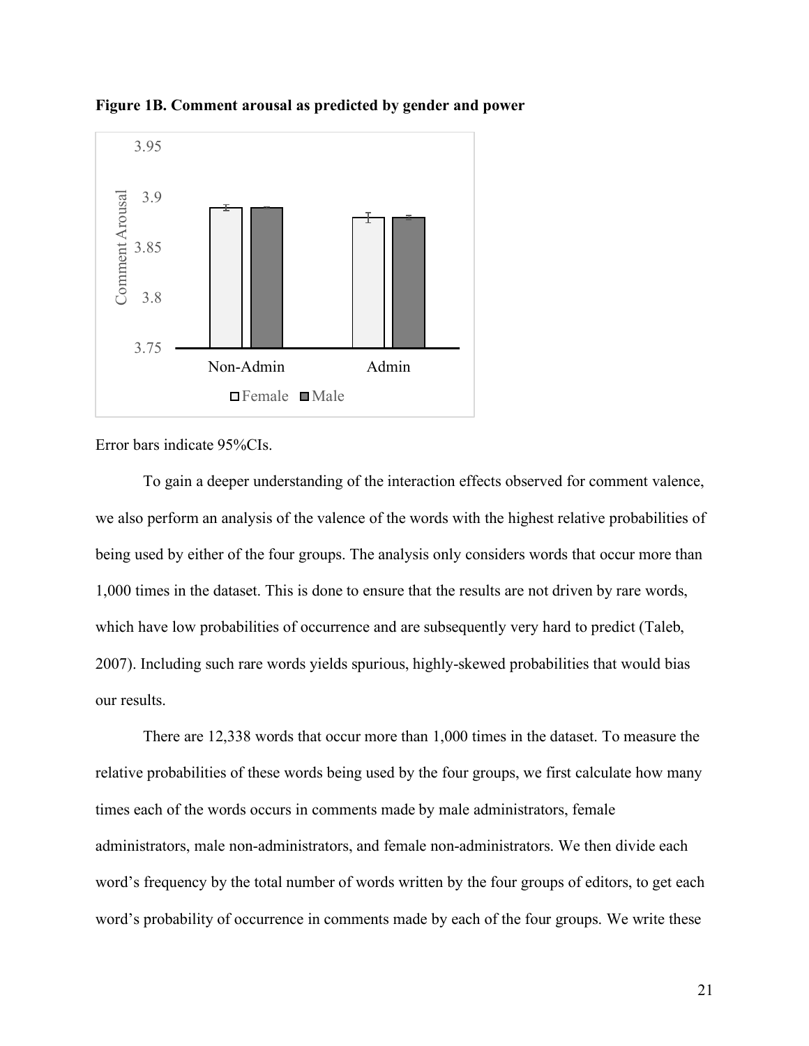**Figure 1B. Comment arousal as predicted by gender and power**

3.95
3.9
3.85
3.8
3.75
Comment Arousal
Non-Admin
Admin
Female
Male

Error bars indicate 95%CIs.

To gain a deeper understanding of the interaction effects observed for comment valence, we also perform an analysis of the valence of the words with the highest relative probabilities of being used by either of the four groups. The analysis only considers words that occur more than 1,000 times in the dataset. This is done to ensure that the results are not driven by rare words, which have low probabilities of occurrence and are subsequently very hard to predict (Taleb, 2007). Including such rare words yields spurious, highly-skewed probabilities that would bias our results.

There are 12,338 words that occur more than 1,000 times in the dataset. To measure the relative probabilities of these words being used by the four groups, we first calculate how many times each of the words occurs in comments made by male administrators, female administrators, male non-administrators, and female non-administrators. We then divide each word's frequency by the total number of words written by the four groups of editors, to get each word's probability of occurrence in comments made by each of the four groups. We write these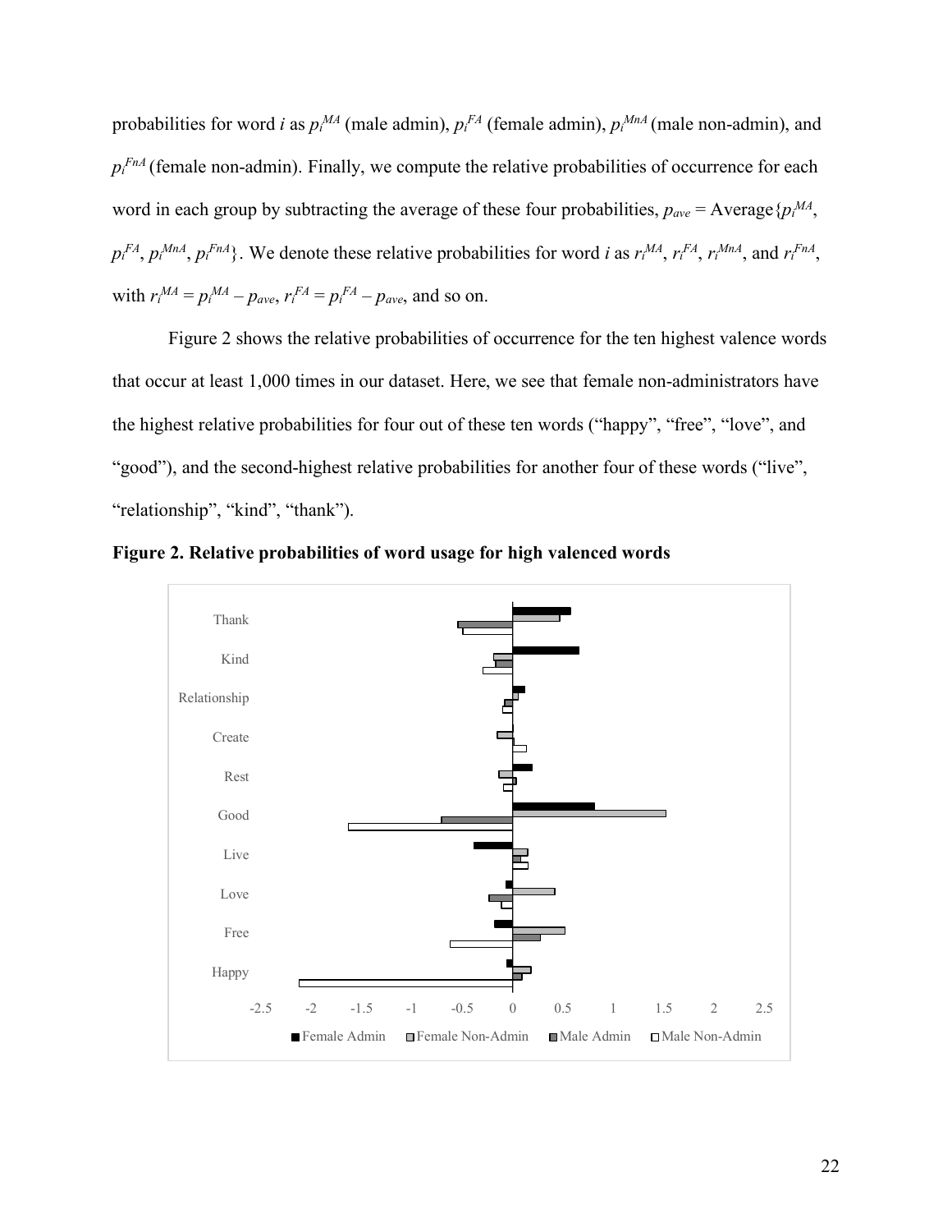probabilities for word *i* as $p_i^{MA}$ (male admin), $p_i^{FA}$ (female admin), $p_i^{MnA}$ (male non-admin), and $p_i^{FnA}$ (female non-admin). Finally, we compute the relative probabilities of occurrence for each word in each group by subtracting the average of these four probabilities, $p_{ave} = \text{Average}\{p_i^{MA}, p_i^{FA}, p_i^{MnA}, p_i^{FnA}\}$. We denote these relative probabilities for word *i* as $r_i^{MA}$, $r_i^{FA}$, $r_i^{MnA}$, and $r_i^{FnA}$, with $r_i^{MA} = p_i^{MA} - p_{ave}$, $r_i^{FA} = p_i^{FA} - p_{ave}$, and so on.

Figure 2 shows the relative probabilities of occurrence for the ten highest valence words that occur at least 1,000 times in our dataset. Here, we see that female non-administrators have the highest relative probabilities for four out of these ten words ("happy", "free", "love", and "good"), and the second-highest relative probabilities for another four of these words ("live", "relationship", "kind", "thank").

**Figure 2. Relative probabilities of word usage for high valenced words**

Thank
Kind
Relationship
Create
Rest
Good
Live
Love
Free
Happy

-2.5 -2 -1.5 -1 -0.5 0 0.5 1 1.5 2 2.5

Female Admin Female Non-Admin Male Admin Male Non-Admin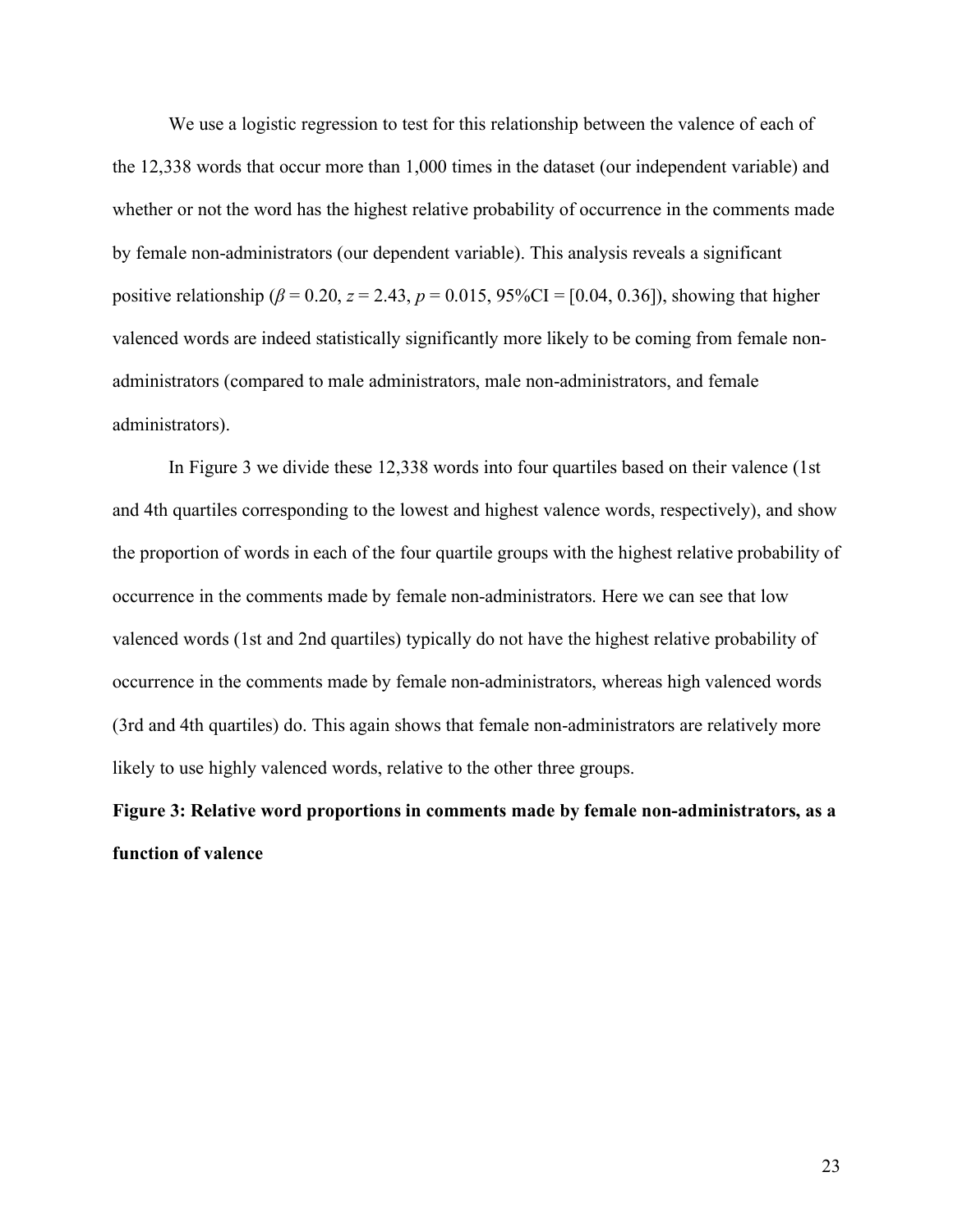We use a logistic regression to test for this relationship between the valence of each of the 12,338 words that occur more than 1,000 times in the dataset (our independent variable) and whether or not the word has the highest relative probability of occurrence in the comments made by female non-administrators (our dependent variable). This analysis reveals a significant positive relationship ($\beta = 0.20$, $z = 2.43$, $p = 0.015$, 95%CI = [0.04, 0.36]), showing that higher valenced words are indeed statistically significantly more likely to be coming from female non-administrators (compared to male administrators, male non-administrators, and female administrators).

In Figure 3 we divide these 12,338 words into four quartiles based on their valence (1st and 4th quartiles corresponding to the lowest and highest valence words, respectively), and show the proportion of words in each of the four quartile groups with the highest relative probability of occurrence in the comments made by female non-administrators. Here we can see that low valenced words (1st and 2nd quartiles) typically do not have the highest relative probability of occurrence in the comments made by female non-administrators, whereas high valenced words (3rd and 4th quartiles) do. This again shows that female non-administrators are relatively more likely to use highly valenced words, relative to the other three groups.

**Figure 3: Relative word proportions in comments made by female non-administrators, as a function of valence**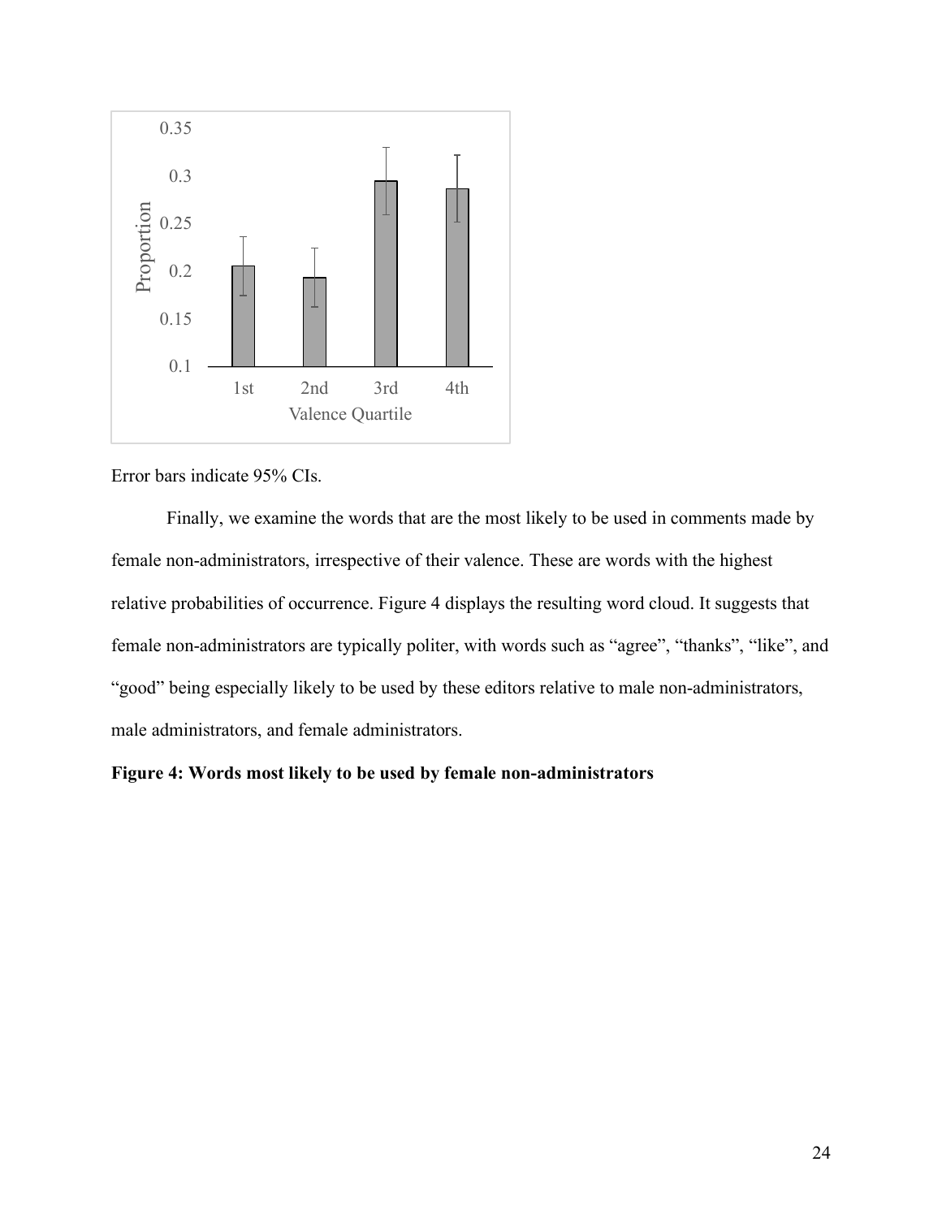Error bars indicate 95% CIs.

Finally, we examine the words that are the most likely to be used in comments made by female non-administrators, irrespective of their valence. These are words with the highest relative probabilities of occurrence. Figure 4 displays the resulting word cloud. It suggests that female non-administrators are typically politer, with words such as “agree”, “thanks”, “like”, and “good” being especially likely to be used by these editors relative to male non-administrators, male administrators, and female administrators.

**Figure 4: Words most likely to be used by female non-administrators**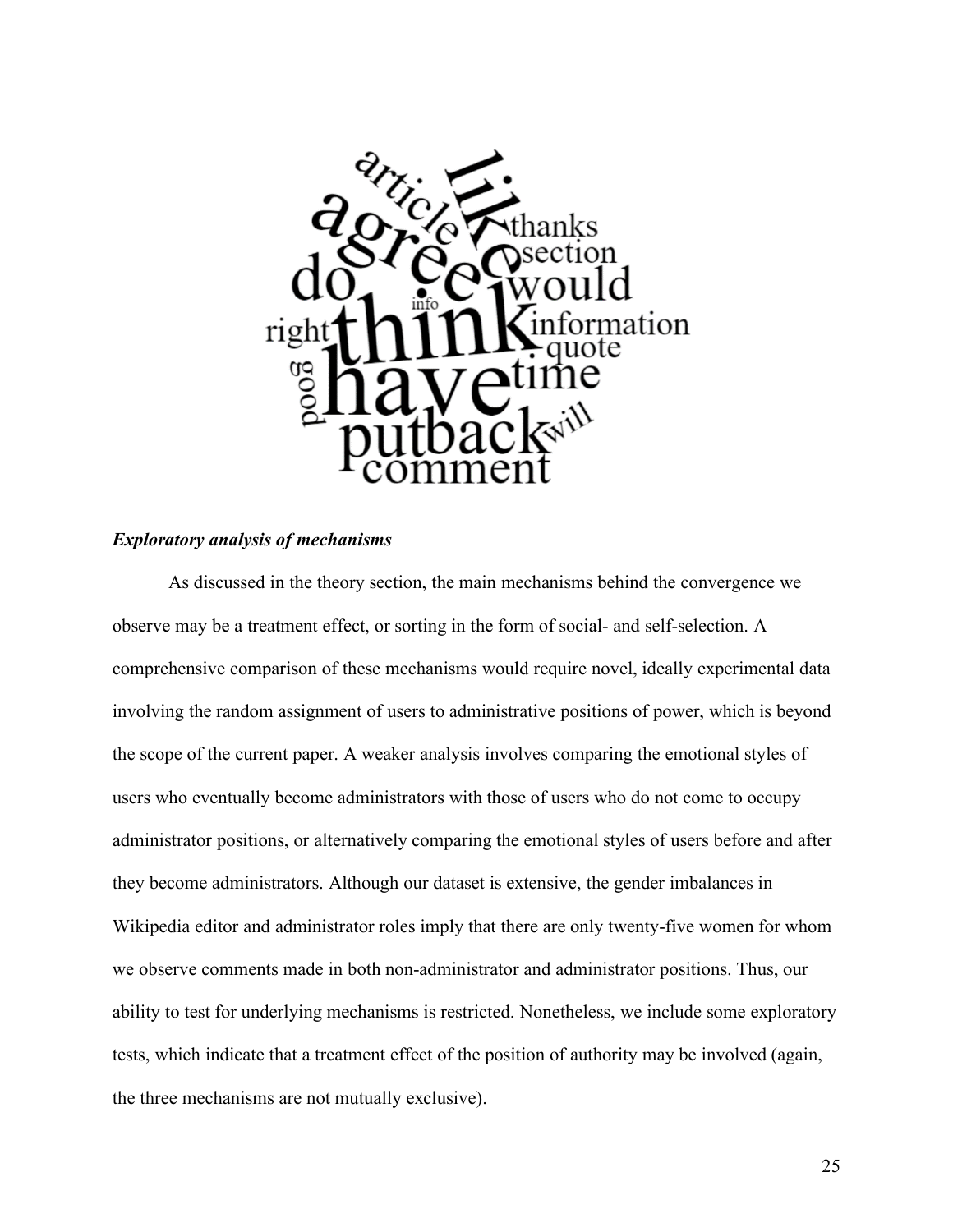article
like
agree
thanks
section
do
would
info
right
think
information
quote
good
have
time
will
putback
comment

***Exploratory analysis of mechanisms***

As discussed in the theory section, the main mechanisms behind the convergence we observe may be a treatment effect, or sorting in the form of social- and self-selection. A comprehensive comparison of these mechanisms would require novel, ideally experimental data involving the random assignment of users to administrative positions of power, which is beyond the scope of the current paper. A weaker analysis involves comparing the emotional styles of users who eventually become administrators with those of users who do not come to occupy administrator positions, or alternatively comparing the emotional styles of users before and after they become administrators. Although our dataset is extensive, the gender imbalances in Wikipedia editor and administrator roles imply that there are only twenty-five women for whom we observe comments made in both non-administrator and administrator positions. Thus, our ability to test for underlying mechanisms is restricted. Nonetheless, we include some exploratory tests, which indicate that a treatment effect of the position of authority may be involved (again, the three mechanisms are not mutually exclusive).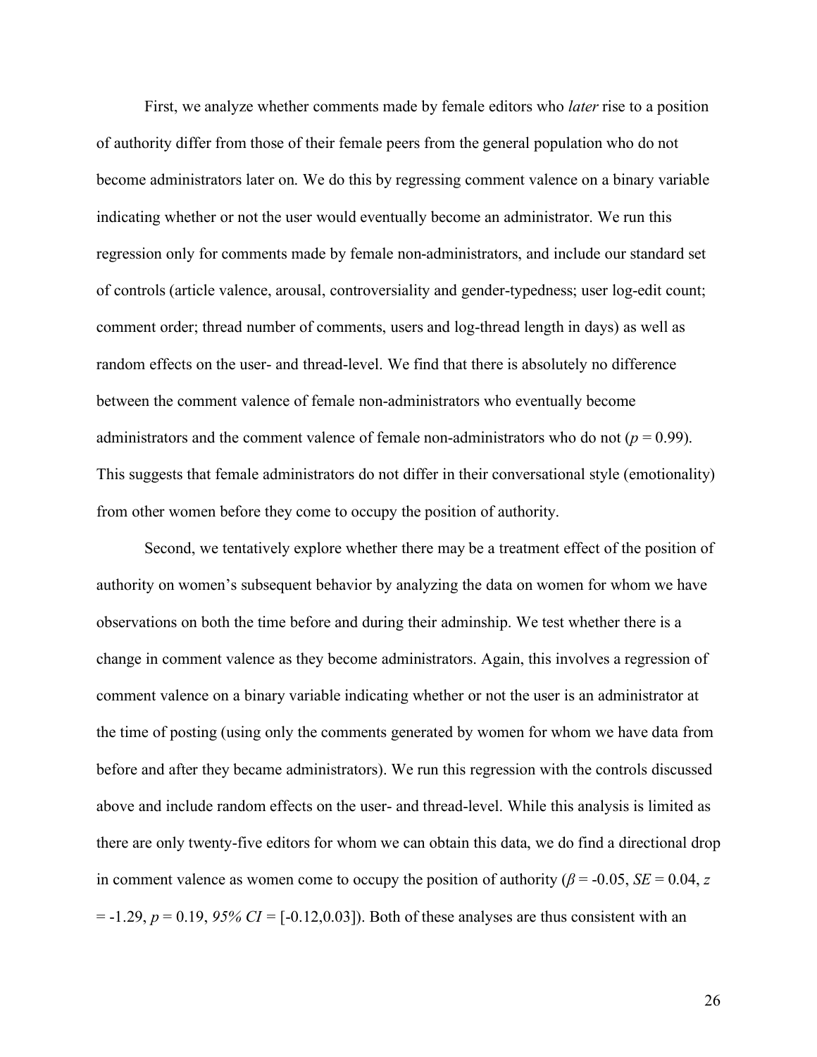First, we analyze whether comments made by female editors who *later* rise to a position of authority differ from those of their female peers from the general population who do not become administrators later on. We do this by regressing comment valence on a binary variable indicating whether or not the user would eventually become an administrator. We run this regression only for comments made by female non-administrators, and include our standard set of controls (article valence, arousal, controversiality and gender-typedness; user log-edit count; comment order; thread number of comments, users and log-thread length in days) as well as random effects on the user- and thread-level. We find that there is absolutely no difference between the comment valence of female non-administrators who eventually become administrators and the comment valence of female non-administrators who do not ($p = 0.99$). This suggests that female administrators do not differ in their conversational style (emotionality) from other women before they come to occupy the position of authority.

Second, we tentatively explore whether there may be a treatment effect of the position of authority on women's subsequent behavior by analyzing the data on women for whom we have observations on both the time before and during their adminship. We test whether there is a change in comment valence as they become administrators. Again, this involves a regression of comment valence on a binary variable indicating whether or not the user is an administrator at the time of posting (using only the comments generated by women for whom we have data from before and after they became administrators). We run this regression with the controls discussed above and include random effects on the user- and thread-level. While this analysis is limited as there are only twenty-five editors for whom we can obtain this data, we do find a directional drop in comment valence as women come to occupy the position of authority ($\beta = -0.05$, $SE = 0.04$, $z = -1.29$, $p = 0.19$, *95% CI* = [-0.12,0.03]). Both of these analyses are thus consistent with an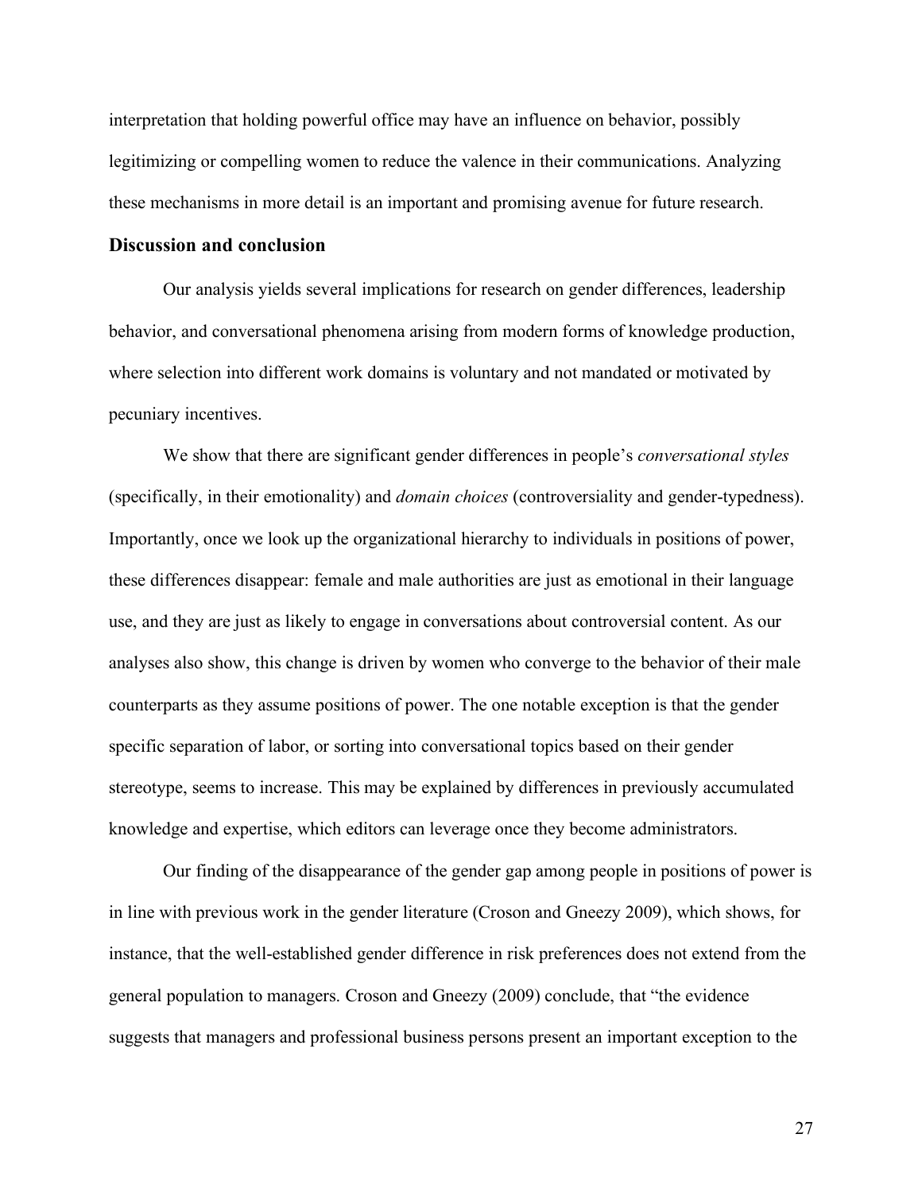interpretation that holding powerful office may have an influence on behavior, possibly legitimizing or compelling women to reduce the valence in their communications. Analyzing these mechanisms in more detail is an important and promising avenue for future research.

## Discussion and conclusion

Our analysis yields several implications for research on gender differences, leadership behavior, and conversational phenomena arising from modern forms of knowledge production, where selection into different work domains is voluntary and not mandated or motivated by pecuniary incentives.

We show that there are significant gender differences in people's *conversational styles* (specifically, in their emotionality) and *domain choices* (controversiality and gender-typedness). Importantly, once we look up the organizational hierarchy to individuals in positions of power, these differences disappear: female and male authorities are just as emotional in their language use, and they are just as likely to engage in conversations about controversial content. As our analyses also show, this change is driven by women who converge to the behavior of their male counterparts as they assume positions of power. The one notable exception is that the gender specific separation of labor, or sorting into conversational topics based on their gender stereotype, seems to increase. This may be explained by differences in previously accumulated knowledge and expertise, which editors can leverage once they become administrators.

Our finding of the disappearance of the gender gap among people in positions of power is in line with previous work in the gender literature (Croson and Gneezy 2009), which shows, for instance, that the well-established gender difference in risk preferences does not extend from the general population to managers. Croson and Gneezy (2009) conclude, that "the evidence suggests that managers and professional business persons present an important exception to the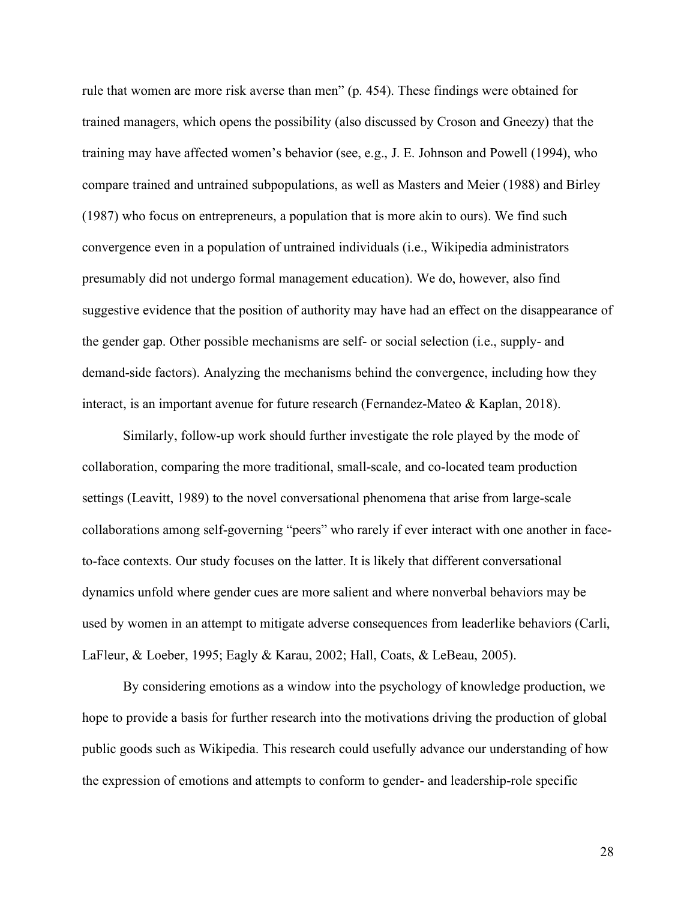rule that women are more risk averse than men" (p. 454). These findings were obtained for trained managers, which opens the possibility (also discussed by Croson and Gneezy) that the training may have affected women's behavior (see, e.g., J. E. Johnson and Powell (1994), who compare trained and untrained subpopulations, as well as Masters and Meier (1988) and Birley (1987) who focus on entrepreneurs, a population that is more akin to ours). We find such convergence even in a population of untrained individuals (i.e., Wikipedia administrators presumably did not undergo formal management education). We do, however, also find suggestive evidence that the position of authority may have had an effect on the disappearance of the gender gap. Other possible mechanisms are self- or social selection (i.e., supply- and demand-side factors). Analyzing the mechanisms behind the convergence, including how they interact, is an important avenue for future research (Fernandez-Mateo & Kaplan, 2018).

Similarly, follow-up work should further investigate the role played by the mode of collaboration, comparing the more traditional, small-scale, and co-located team production settings (Leavitt, 1989) to the novel conversational phenomena that arise from large-scale collaborations among self-governing "peers" who rarely if ever interact with one another in face-to-face contexts. Our study focuses on the latter. It is likely that different conversational dynamics unfold where gender cues are more salient and where nonverbal behaviors may be used by women in an attempt to mitigate adverse consequences from leaderlike behaviors (Carli, LaFleur, & Loeber, 1995; Eagly & Karau, 2002; Hall, Coats, & LeBeau, 2005).

By considering emotions as a window into the psychology of knowledge production, we hope to provide a basis for further research into the motivations driving the production of global public goods such as Wikipedia. This research could usefully advance our understanding of how the expression of emotions and attempts to conform to gender- and leadership-role specific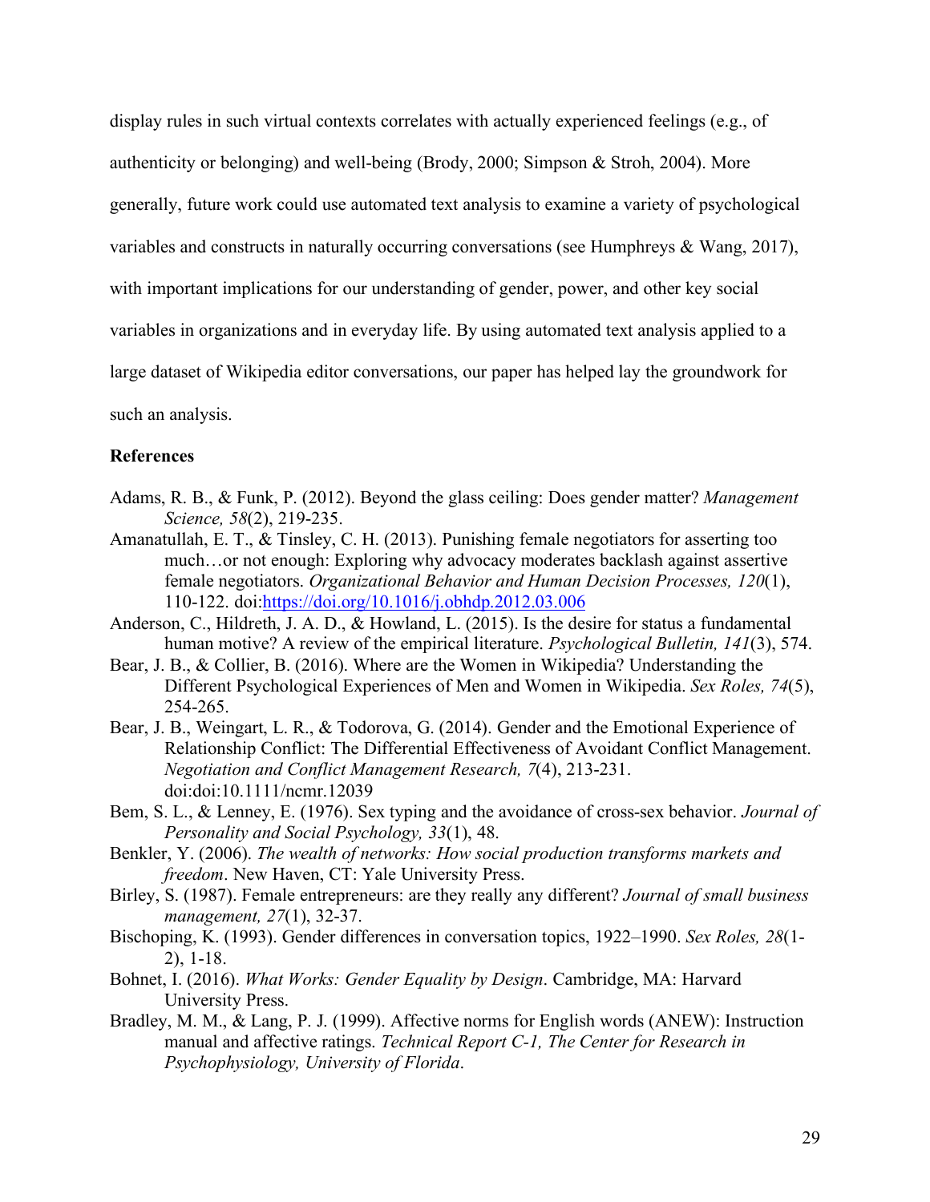display rules in such virtual contexts correlates with actually experienced feelings (e.g., of authenticity or belonging) and well-being (Brody, 2000; Simpson & Stroh, 2004). More generally, future work could use automated text analysis to examine a variety of psychological variables and constructs in naturally occurring conversations (see Humphreys & Wang, 2017), with important implications for our understanding of gender, power, and other key social variables in organizations and in everyday life. By using automated text analysis applied to a large dataset of Wikipedia editor conversations, our paper has helped lay the groundwork for such an analysis.

**References**

Adams, R. B., & Funk, P. (2012). Beyond the glass ceiling: Does gender matter? *Management Science, 58*(2), 219-235.

Amanatullah, E. T., & Tinsley, C. H. (2013). Punishing female negotiators for asserting too much…or not enough: Exploring why advocacy moderates backlash against assertive female negotiators. *Organizational Behavior and Human Decision Processes, 120*(1), 110-122. doi:https://doi.org/10.1016/j.obhdp.2012.03.006

Anderson, C., Hildreth, J. A. D., & Howland, L. (2015). Is the desire for status a fundamental human motive? A review of the empirical literature. *Psychological Bulletin, 141*(3), 574.

Bear, J. B., & Collier, B. (2016). Where are the Women in Wikipedia? Understanding the Different Psychological Experiences of Men and Women in Wikipedia. *Sex Roles, 74*(5), 254-265.

Bear, J. B., Weingart, L. R., & Todorova, G. (2014). Gender and the Emotional Experience of Relationship Conflict: The Differential Effectiveness of Avoidant Conflict Management. *Negotiation and Conflict Management Research, 7*(4), 213-231. doi:doi:10.1111/ncmr.12039

Bem, S. L., & Lenney, E. (1976). Sex typing and the avoidance of cross-sex behavior. *Journal of Personality and Social Psychology, 33*(1), 48.

Benkler, Y. (2006). *The wealth of networks: How social production transforms markets and freedom*. New Haven, CT: Yale University Press.

Birley, S. (1987). Female entrepreneurs: are they really any different? *Journal of small business management, 27*(1), 32-37.

Bischoping, K. (1993). Gender differences in conversation topics, 1922–1990. *Sex Roles, 28*(1-2), 1-18.

Bohnet, I. (2016). *What Works: Gender Equality by Design*. Cambridge, MA: Harvard University Press.

Bradley, M. M., & Lang, P. J. (1999). Affective norms for English words (ANEW): Instruction manual and affective ratings. *Technical Report C-1, The Center for Research in Psychophysiology, University of Florida*.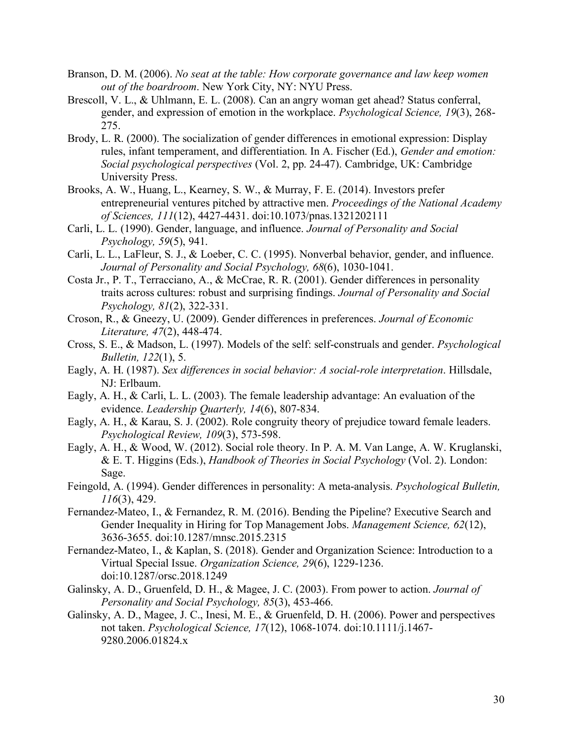Branson, D. M. (2006). *No seat at the table: How corporate governance and law keep women out of the boardroom*. New York City, NY: NYU Press.

Brescoll, V. L., & Uhlmann, E. L. (2008). Can an angry woman get ahead? Status conferral, gender, and expression of emotion in the workplace. *Psychological Science, 19*(3), 268-275.

Brody, L. R. (2000). The socialization of gender differences in emotional expression: Display rules, infant temperament, and differentiation. In A. Fischer (Ed.), *Gender and emotion: Social psychological perspectives* (Vol. 2, pp. 24-47). Cambridge, UK: Cambridge University Press.

Brooks, A. W., Huang, L., Kearney, S. W., & Murray, F. E. (2014). Investors prefer entrepreneurial ventures pitched by attractive men. *Proceedings of the National Academy of Sciences, 111*(12), 4427-4431. doi:10.1073/pnas.1321202111

Carli, L. L. (1990). Gender, language, and influence. *Journal of Personality and Social Psychology, 59*(5), 941.

Carli, L. L., LaFleur, S. J., & Loeber, C. C. (1995). Nonverbal behavior, gender, and influence. *Journal of Personality and Social Psychology, 68*(6), 1030-1041.

Costa Jr., P. T., Terracciano, A., & McCrae, R. R. (2001). Gender differences in personality traits across cultures: robust and surprising findings. *Journal of Personality and Social Psychology, 81*(2), 322-331.

Croson, R., & Gneezy, U. (2009). Gender differences in preferences. *Journal of Economic Literature, 47*(2), 448-474.

Cross, S. E., & Madson, L. (1997). Models of the self: self-construals and gender. *Psychological Bulletin, 122*(1), 5.

Eagly, A. H. (1987). *Sex differences in social behavior: A social-role interpretation*. Hillsdale, NJ: Erlbaum.

Eagly, A. H., & Carli, L. L. (2003). The female leadership advantage: An evaluation of the evidence. *Leadership Quarterly, 14*(6), 807-834.

Eagly, A. H., & Karau, S. J. (2002). Role congruity theory of prejudice toward female leaders. *Psychological Review, 109*(3), 573-598.

Eagly, A. H., & Wood, W. (2012). Social role theory. In P. A. M. Van Lange, A. W. Kruglanski, & E. T. Higgins (Eds.), *Handbook of Theories in Social Psychology* (Vol. 2). London: Sage.

Feingold, A. (1994). Gender differences in personality: A meta-analysis. *Psychological Bulletin, 116*(3), 429.

Fernandez-Mateo, I., & Fernandez, R. M. (2016). Bending the Pipeline? Executive Search and Gender Inequality in Hiring for Top Management Jobs. *Management Science, 62*(12), 3636-3655. doi:10.1287/mnsc.2015.2315

Fernandez-Mateo, I., & Kaplan, S. (2018). Gender and Organization Science: Introduction to a Virtual Special Issue. *Organization Science, 29*(6), 1229-1236. doi:10.1287/orsc.2018.1249

Galinsky, A. D., Gruenfeld, D. H., & Magee, J. C. (2003). From power to action. *Journal of Personality and Social Psychology, 85*(3), 453-466.

Galinsky, A. D., Magee, J. C., Inesi, M. E., & Gruenfeld, D. H. (2006). Power and perspectives not taken. *Psychological Science, 17*(12), 1068-1074. doi:10.1111/j.1467-9280.2006.01824.x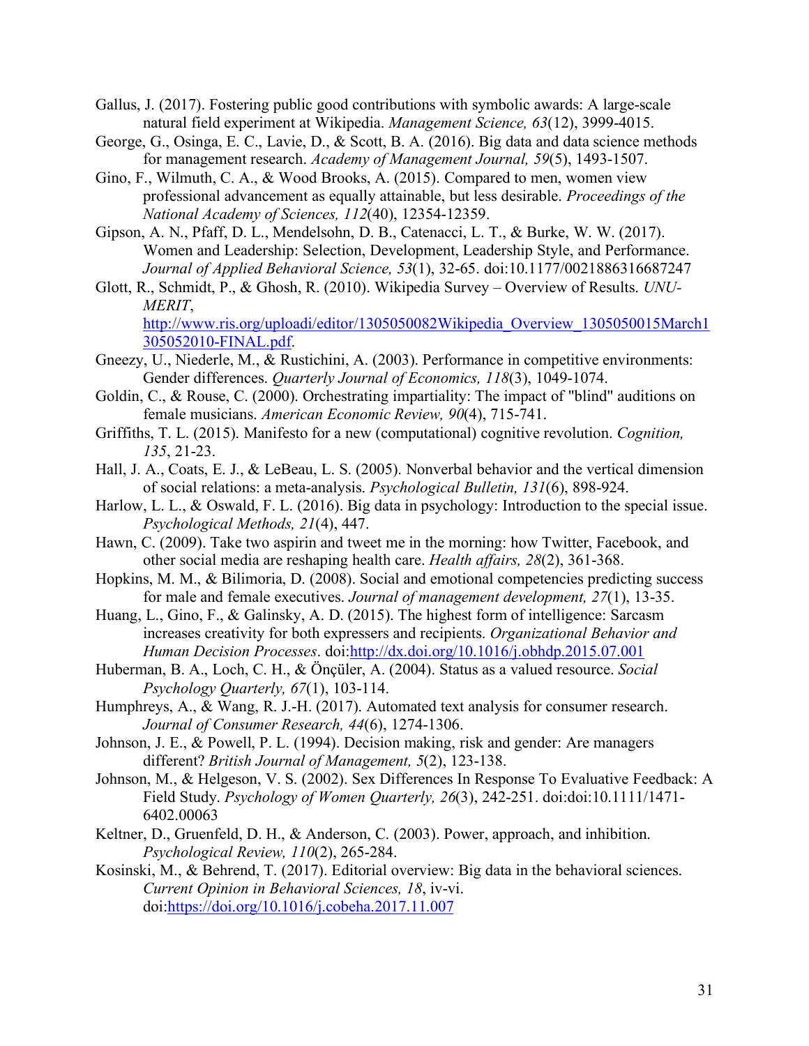Gallus, J. (2017). Fostering public good contributions with symbolic awards: A large-scale natural field experiment at Wikipedia. *Management Science, 63*(12), 3999-4015.

George, G., Osinga, E. C., Lavie, D., & Scott, B. A. (2016). Big data and data science methods for management research. *Academy of Management Journal, 59*(5), 1493-1507.

Gino, F., Wilmuth, C. A., & Wood Brooks, A. (2015). Compared to men, women view professional advancement as equally attainable, but less desirable. *Proceedings of the National Academy of Sciences, 112*(40), 12354-12359.

Gipson, A. N., Pfaff, D. L., Mendelsohn, D. B., Catenacci, L. T., & Burke, W. W. (2017). Women and Leadership: Selection, Development, Leadership Style, and Performance. *Journal of Applied Behavioral Science, 53*(1), 32-65. doi:10.1177/0021886316687247

Glott, R., Schmidt, P., & Ghosh, R. (2010). Wikipedia Survey – Overview of Results. *UNU-MERIT*, http://www.ris.org/uploadi/editor/1305050082Wikipedia_Overview_1305050015March1305052010-FINAL.pdf.

Gneezy, U., Niederle, M., & Rustichini, A. (2003). Performance in competitive environments: Gender differences. *Quarterly Journal of Economics, 118*(3), 1049-1074.

Goldin, C., & Rouse, C. (2000). Orchestrating impartiality: The impact of "blind" auditions on female musicians. *American Economic Review, 90*(4), 715-741.

Griffiths, T. L. (2015). Manifesto for a new (computational) cognitive revolution. *Cognition, 135*, 21-23.

Hall, J. A., Coats, E. J., & LeBeau, L. S. (2005). Nonverbal behavior and the vertical dimension of social relations: a meta-analysis. *Psychological Bulletin, 131*(6), 898-924.

Harlow, L. L., & Oswald, F. L. (2016). Big data in psychology: Introduction to the special issue. *Psychological Methods, 21*(4), 447.

Hawn, C. (2009). Take two aspirin and tweet me in the morning: how Twitter, Facebook, and other social media are reshaping health care. *Health affairs, 28*(2), 361-368.

Hopkins, M. M., & Bilimoria, D. (2008). Social and emotional competencies predicting success for male and female executives. *Journal of management development, 27*(1), 13-35.

Huang, L., Gino, F., & Galinsky, A. D. (2015). The highest form of intelligence: Sarcasm increases creativity for both expressers and recipients. *Organizational Behavior and Human Decision Processes*. doi:http://dx.doi.org/10.1016/j.obhdp.2015.07.001

Huberman, B. A., Loch, C. H., & Önçüler, A. (2004). Status as a valued resource. *Social Psychology Quarterly, 67*(1), 103-114.

Humphreys, A., & Wang, R. J.-H. (2017). Automated text analysis for consumer research. *Journal of Consumer Research, 44*(6), 1274-1306.

Johnson, J. E., & Powell, P. L. (1994). Decision making, risk and gender: Are managers different? *British Journal of Management, 5*(2), 123-138.

Johnson, M., & Helgeson, V. S. (2002). Sex Differences In Response To Evaluative Feedback: A Field Study. *Psychology of Women Quarterly, 26*(3), 242-251. doi:doi:10.1111/1471-6402.00063

Keltner, D., Gruenfeld, D. H., & Anderson, C. (2003). Power, approach, and inhibition. *Psychological Review, 110*(2), 265-284.

Kosinski, M., & Behrend, T. (2017). Editorial overview: Big data in the behavioral sciences. *Current Opinion in Behavioral Sciences, 18*, iv-vi. doi:https://doi.org/10.1016/j.cobeha.2017.11.007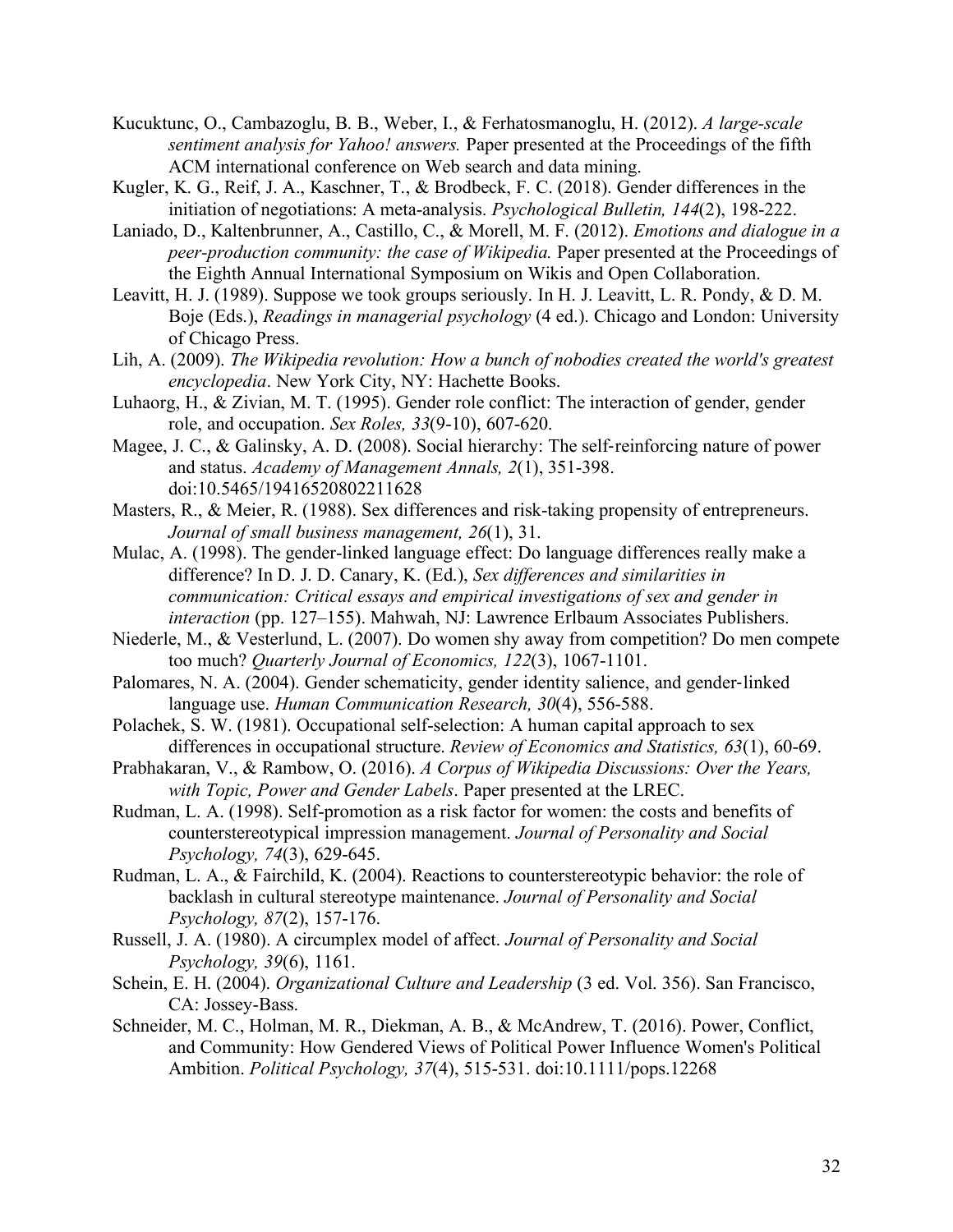Kucuktunc, O., Cambazoglu, B. B., Weber, I., & Ferhatosmanoglu, H. (2012). *A large-scale sentiment analysis for Yahoo! answers.* Paper presented at the Proceedings of the fifth ACM international conference on Web search and data mining.

Kugler, K. G., Reif, J. A., Kaschner, T., & Brodbeck, F. C. (2018). Gender differences in the initiation of negotiations: A meta-analysis. *Psychological Bulletin, 144*(2), 198-222.

Laniado, D., Kaltenbrunner, A., Castillo, C., & Morell, M. F. (2012). *Emotions and dialogue in a peer-production community: the case of Wikipedia.* Paper presented at the Proceedings of the Eighth Annual International Symposium on Wikis and Open Collaboration.

Leavitt, H. J. (1989). Suppose we took groups seriously. In H. J. Leavitt, L. R. Pondy, & D. M. Boje (Eds.), *Readings in managerial psychology* (4 ed.). Chicago and London: University of Chicago Press.

Lih, A. (2009). *The Wikipedia revolution: How a bunch of nobodies created the world's greatest encyclopedia*. New York City, NY: Hachette Books.

Luhaorg, H., & Zivian, M. T. (1995). Gender role conflict: The interaction of gender, gender role, and occupation. *Sex Roles, 33*(9-10), 607-620.

Magee, J. C., & Galinsky, A. D. (2008). Social hierarchy: The self‐reinforcing nature of power and status. *Academy of Management Annals, 2*(1), 351-398. doi:10.5465/19416520802211628

Masters, R., & Meier, R. (1988). Sex differences and risk-taking propensity of entrepreneurs. *Journal of small business management, 26*(1), 31.

Mulac, A. (1998). The gender-linked language effect: Do language differences really make a difference? In D. J. D. Canary, K. (Ed.), *Sex differences and similarities in communication: Critical essays and empirical investigations of sex and gender in interaction* (pp. 127–155). Mahwah, NJ: Lawrence Erlbaum Associates Publishers.

Niederle, M., & Vesterlund, L. (2007). Do women shy away from competition? Do men compete too much? *Quarterly Journal of Economics, 122*(3), 1067-1101.

Palomares, N. A. (2004). Gender schematicity, gender identity salience, and gender‐linked language use. *Human Communication Research, 30*(4), 556-588.

Polachek, S. W. (1981). Occupational self-selection: A human capital approach to sex differences in occupational structure. *Review of Economics and Statistics, 63*(1), 60-69.

Prabhakaran, V., & Rambow, O. (2016). *A Corpus of Wikipedia Discussions: Over the Years, with Topic, Power and Gender Labels*. Paper presented at the LREC.

Rudman, L. A. (1998). Self-promotion as a risk factor for women: the costs and benefits of counterstereotypical impression management. *Journal of Personality and Social Psychology, 74*(3), 629-645.

Rudman, L. A., & Fairchild, K. (2004). Reactions to counterstereotypic behavior: the role of backlash in cultural stereotype maintenance. *Journal of Personality and Social Psychology, 87*(2), 157-176.

Russell, J. A. (1980). A circumplex model of affect. *Journal of Personality and Social Psychology, 39*(6), 1161.

Schein, E. H. (2004). *Organizational Culture and Leadership* (3 ed. Vol. 356). San Francisco, CA: Jossey-Bass.

Schneider, M. C., Holman, M. R., Diekman, A. B., & McAndrew, T. (2016). Power, Conflict, and Community: How Gendered Views of Political Power Influence Women's Political Ambition. *Political Psychology, 37*(4), 515-531. doi:10.1111/pops.12268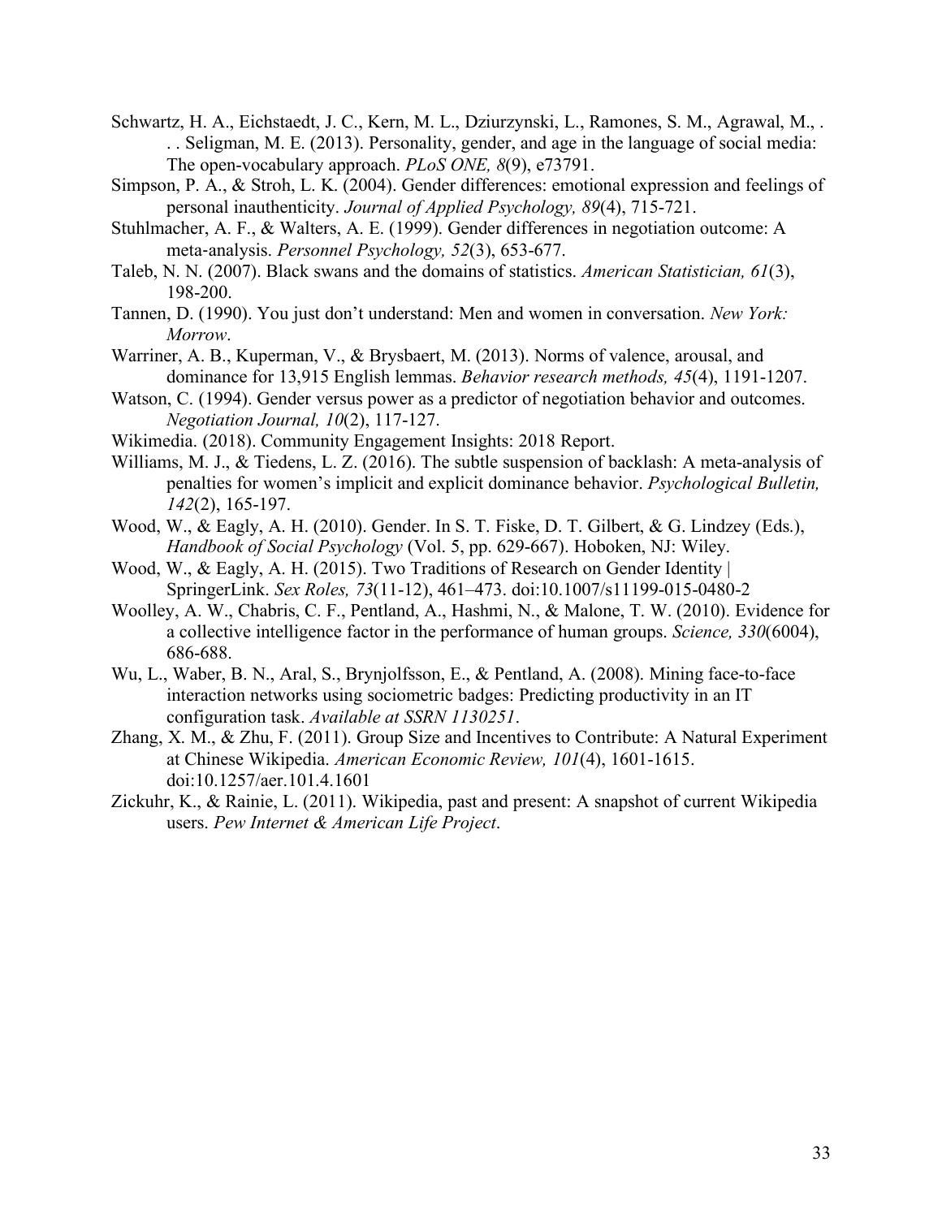Schwartz, H. A., Eichstaedt, J. C., Kern, M. L., Dziurzynski, L., Ramones, S. M., Agrawal, M., . . . Seligman, M. E. (2013). Personality, gender, and age in the language of social media: The open-vocabulary approach. *PLoS ONE, 8*(9), e73791.

Simpson, P. A., & Stroh, L. K. (2004). Gender differences: emotional expression and feelings of personal inauthenticity. *Journal of Applied Psychology, 89*(4), 715-721.

Stuhlmacher, A. F., & Walters, A. E. (1999). Gender differences in negotiation outcome: A meta‐analysis. *Personnel Psychology, 52*(3), 653-677.

Taleb, N. N. (2007). Black swans and the domains of statistics. *American Statistician, 61*(3), 198-200.

Tannen, D. (1990). You just don't understand: Men and women in conversation. *New York: Morrow*.

Warriner, A. B., Kuperman, V., & Brysbaert, M. (2013). Norms of valence, arousal, and dominance for 13,915 English lemmas. *Behavior research methods, 45*(4), 1191-1207.

Watson, C. (1994). Gender versus power as a predictor of negotiation behavior and outcomes. *Negotiation Journal, 10*(2), 117-127.

Wikimedia. (2018). Community Engagement Insights: 2018 Report.

Williams, M. J., & Tiedens, L. Z. (2016). The subtle suspension of backlash: A meta-analysis of penalties for women's implicit and explicit dominance behavior. *Psychological Bulletin, 142*(2), 165-197.

Wood, W., & Eagly, A. H. (2010). Gender. In S. T. Fiske, D. T. Gilbert, & G. Lindzey (Eds.), *Handbook of Social Psychology* (Vol. 5, pp. 629-667). Hoboken, NJ: Wiley.

Wood, W., & Eagly, A. H. (2015). Two Traditions of Research on Gender Identity | SpringerLink. *Sex Roles, 73*(11-12), 461–473. doi:10.1007/s11199-015-0480-2

Woolley, A. W., Chabris, C. F., Pentland, A., Hashmi, N., & Malone, T. W. (2010). Evidence for a collective intelligence factor in the performance of human groups. *Science, 330*(6004), 686-688.

Wu, L., Waber, B. N., Aral, S., Brynjolfsson, E., & Pentland, A. (2008). Mining face-to-face interaction networks using sociometric badges: Predicting productivity in an IT configuration task. *Available at SSRN 1130251*.

Zhang, X. M., & Zhu, F. (2011). Group Size and Incentives to Contribute: A Natural Experiment at Chinese Wikipedia. *American Economic Review, 101*(4), 1601-1615. doi:10.1257/aer.101.4.1601

Zickuhr, K., & Rainie, L. (2011). Wikipedia, past and present: A snapshot of current Wikipedia users. *Pew Internet & American Life Project*.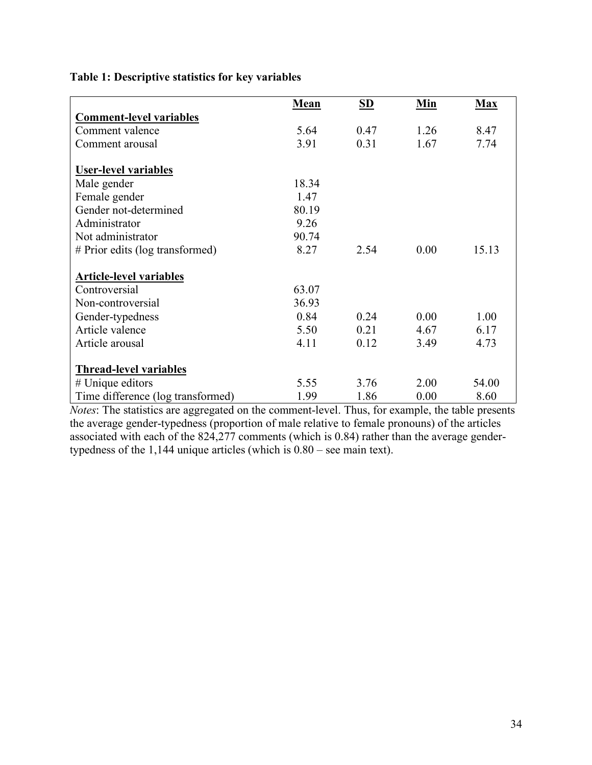**Table 1: Descriptive statistics for key variables**

| | Mean | SD | Min | Max |
|---|---|---|---|---|
| **Comment-level variables** | | | | |
| Comment valence | 5.64 | 0.47 | 1.26 | 8.47 |
| Comment arousal | 3.91 | 0.31 | 1.67 | 7.74 |
| **User-level variables** | | | | |
| Male gender | 18.34 | | | |
| Female gender | 1.47 | | | |
| Gender not-determined | 80.19 | | | |
| Administrator | 9.26 | | | |
| Not administrator | 90.74 | | | |
| # Prior edits (log transformed) | 8.27 | 2.54 | 0.00 | 15.13 |
| **Article-level variables** | | | | |
| Controversial | 63.07 | | | |
| Non-controversial | 36.93 | | | |
| Gender-typedness | 0.84 | 0.24 | 0.00 | 1.00 |
| Article valence | 5.50 | 0.21 | 4.67 | 6.17 |
| Article arousal | 4.11 | 0.12 | 3.49 | 4.73 |
| **Thread-level variables** | | | | |
| # Unique editors | 5.55 | 3.76 | 2.00 | 54.00 |
| Time difference (log transformed) | 1.99 | 1.86 | 0.00 | 8.60 |

*Notes*: The statistics are aggregated on the comment-level. Thus, for example, the table presents the average gender-typedness (proportion of male relative to female pronouns) of the articles associated with each of the 824,277 comments (which is 0.84) rather than the average gender-typedness of the 1,144 unique articles (which is 0.80 – see main text).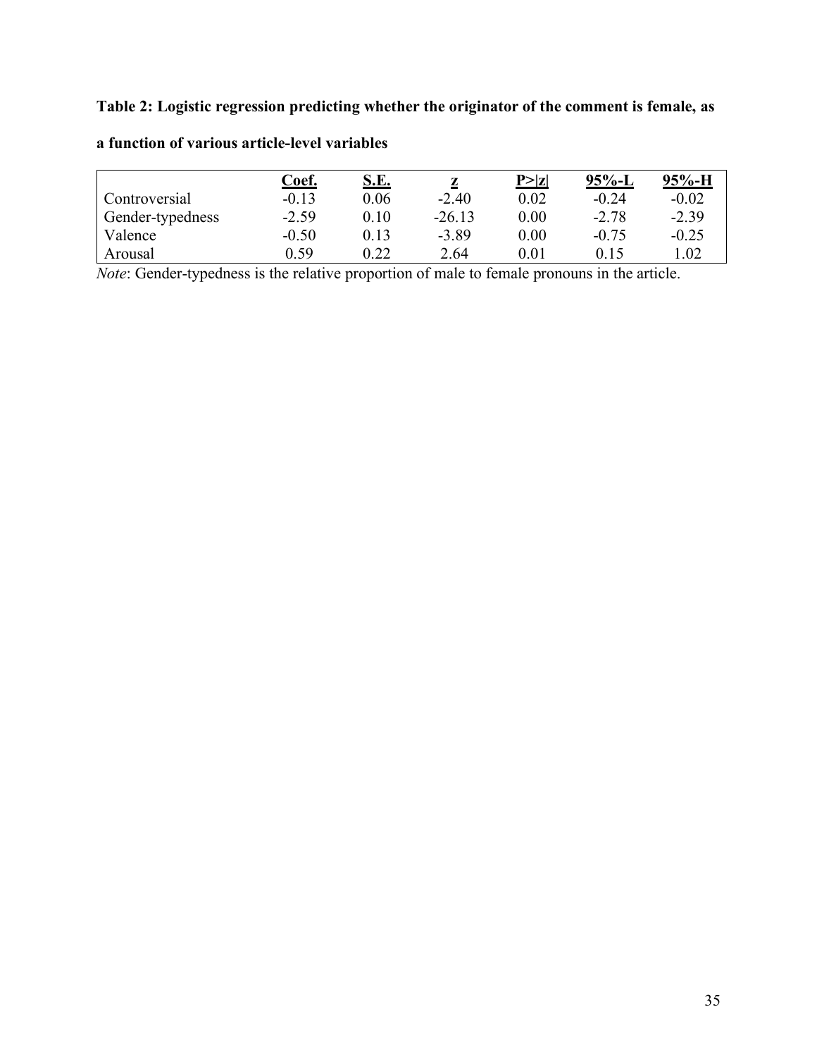**Table 2: Logistic regression predicting whether the originator of the comment is female, as a function of various article-level variables**

| | Coef. | S.E. | z | P>\|z\| | 95%-L | 95%-H |
|---|---|---|---|---|---|---|
| Controversial | -0.13 | 0.06 | -2.40 | 0.02 | -0.24 | -0.02 |
| Gender-typedness | -2.59 | 0.10 | -26.13 | 0.00 | -2.78 | -2.39 |
| Valence | -0.50 | 0.13 | -3.89 | 0.00 | -0.75 | -0.25 |
| Arousal | 0.59 | 0.22 | 2.64 | 0.01 | 0.15 | 1.02 |

*Note*: Gender-typedness is the relative proportion of male to female pronouns in the article.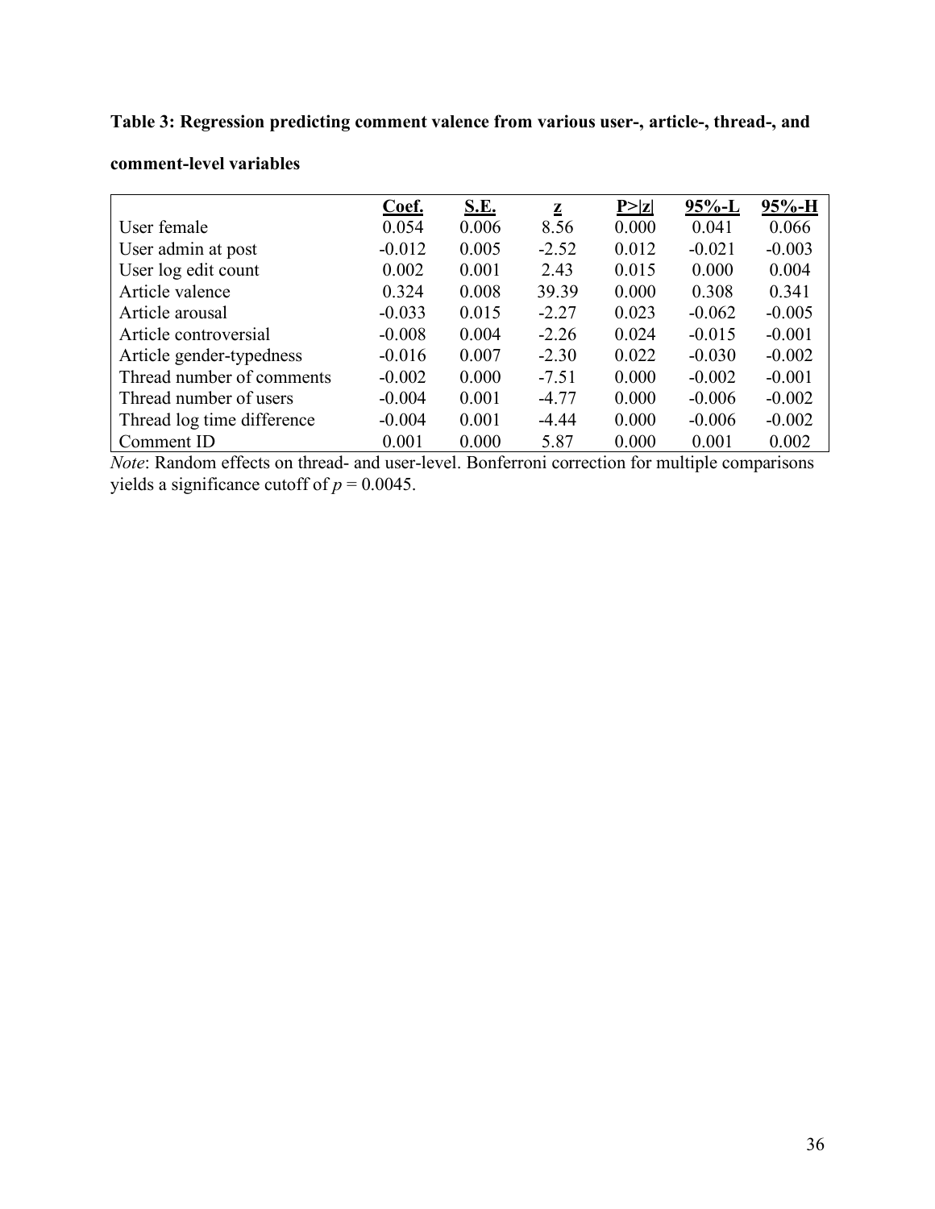**Table 3: Regression predicting comment valence from various user-, article-, thread-, and comment-level variables**

| | Coef. | S.E. | z | P>\|z\| | 95%-L | 95%-H |
|---|---|---|---|---|---|---|
| User female | 0.054 | 0.006 | 8.56 | 0.000 | 0.041 | 0.066 |
| User admin at post | -0.012 | 0.005 | -2.52 | 0.012 | -0.021 | -0.003 |
| User log edit count | 0.002 | 0.001 | 2.43 | 0.015 | 0.000 | 0.004 |
| Article valence | 0.324 | 0.008 | 39.39 | 0.000 | 0.308 | 0.341 |
| Article arousal | -0.033 | 0.015 | -2.27 | 0.023 | -0.062 | -0.005 |
| Article controversial | -0.008 | 0.004 | -2.26 | 0.024 | -0.015 | -0.001 |
| Article gender-typedness | -0.016 | 0.007 | -2.30 | 0.022 | -0.030 | -0.002 |
| Thread number of comments | -0.002 | 0.000 | -7.51 | 0.000 | -0.002 | -0.001 |
| Thread number of users | -0.004 | 0.001 | -4.77 | 0.000 | -0.006 | -0.002 |
| Thread log time difference | -0.004 | 0.001 | -4.44 | 0.000 | -0.006 | -0.002 |
| Comment ID | 0.001 | 0.000 | 5.87 | 0.000 | 0.001 | 0.002 |

*Note*: Random effects on thread- and user-level. Bonferroni correction for multiple comparisons yields a significance cutoff of $p = 0.0045$.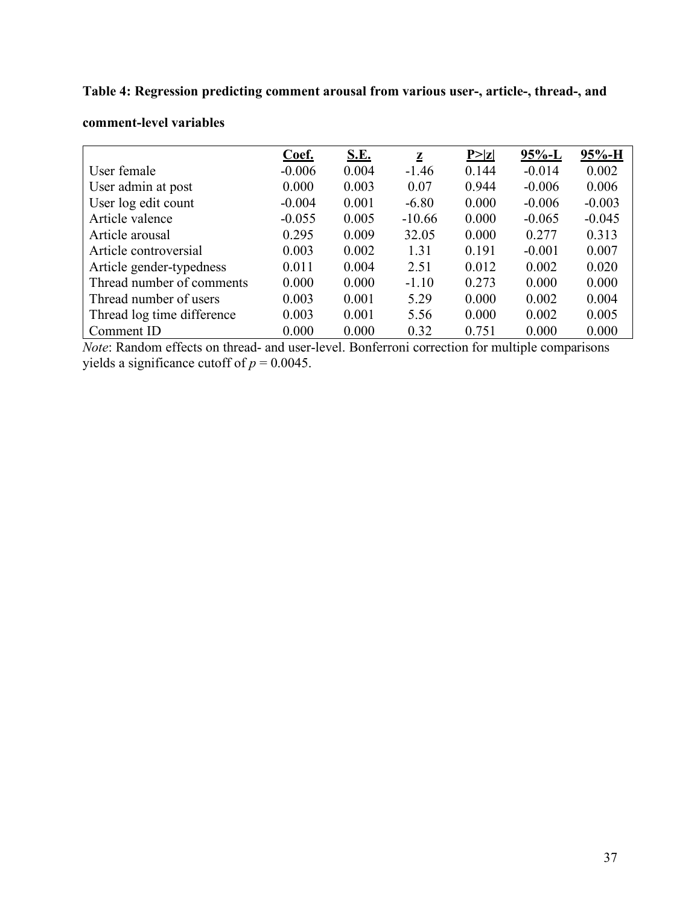**Table 4: Regression predicting comment arousal from various user-, article-, thread-, and comment-level variables**

| | Coef. | S.E. | z | P>\|z\| | 95%-L | 95%-H |
|---|---|---|---|---|---|---|
| User female | -0.006 | 0.004 | -1.46 | 0.144 | -0.014 | 0.002 |
| User admin at post | 0.000 | 0.003 | 0.07 | 0.944 | -0.006 | 0.006 |
| User log edit count | -0.004 | 0.001 | -6.80 | 0.000 | -0.006 | -0.003 |
| Article valence | -0.055 | 0.005 | -10.66 | 0.000 | -0.065 | -0.045 |
| Article arousal | 0.295 | 0.009 | 32.05 | 0.000 | 0.277 | 0.313 |
| Article controversial | 0.003 | 0.002 | 1.31 | 0.191 | -0.001 | 0.007 |
| Article gender-typedness | 0.011 | 0.004 | 2.51 | 0.012 | 0.002 | 0.020 |
| Thread number of comments | 0.000 | 0.000 | -1.10 | 0.273 | 0.000 | 0.000 |
| Thread number of users | 0.003 | 0.001 | 5.29 | 0.000 | 0.002 | 0.004 |
| Thread log time difference | 0.003 | 0.001 | 5.56 | 0.000 | 0.002 | 0.005 |
| Comment ID | 0.000 | 0.000 | 0.32 | 0.751 | 0.000 | 0.000 |

*Note*: Random effects on thread- and user-level. Bonferroni correction for multiple comparisons yields a significance cutoff of $p = 0.0045$.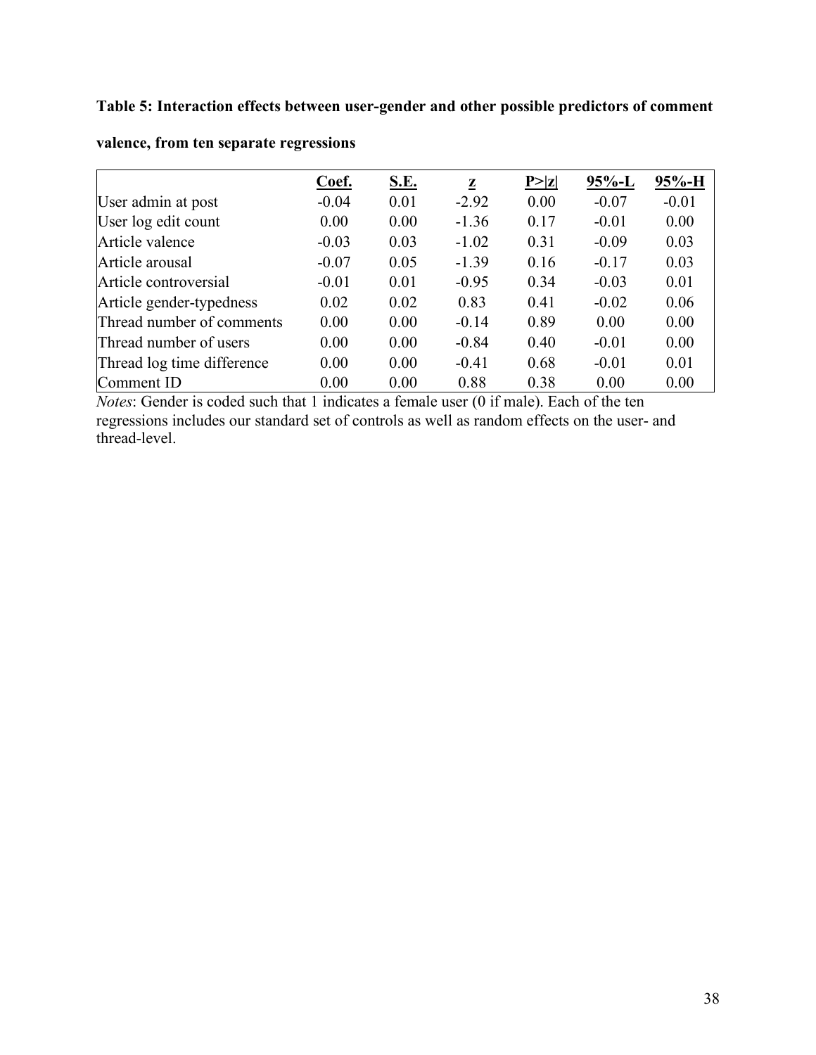**Table 5: Interaction effects between user-gender and other possible predictors of comment valence, from ten separate regressions**

| | Coef. | S.E. | z | P>\|z\| | 95%-L | 95%-H |
|---|---|---|---|---|---|---|
| User admin at post | -0.04 | 0.01 | -2.92 | 0.00 | -0.07 | -0.01 |
| User log edit count | 0.00 | 0.00 | -1.36 | 0.17 | -0.01 | 0.00 |
| Article valence | -0.03 | 0.03 | -1.02 | 0.31 | -0.09 | 0.03 |
| Article arousal | -0.07 | 0.05 | -1.39 | 0.16 | -0.17 | 0.03 |
| Article controversial | -0.01 | 0.01 | -0.95 | 0.34 | -0.03 | 0.01 |
| Article gender-typedness | 0.02 | 0.02 | 0.83 | 0.41 | -0.02 | 0.06 |
| Thread number of comments | 0.00 | 0.00 | -0.14 | 0.89 | 0.00 | 0.00 |
| Thread number of users | 0.00 | 0.00 | -0.84 | 0.40 | -0.01 | 0.00 |
| Thread log time difference | 0.00 | 0.00 | -0.41 | 0.68 | -0.01 | 0.01 |
| Comment ID | 0.00 | 0.00 | 0.88 | 0.38 | 0.00 | 0.00 |

*Notes*: Gender is coded such that 1 indicates a female user (0 if male). Each of the ten regressions includes our standard set of controls as well as random effects on the user- and thread-level.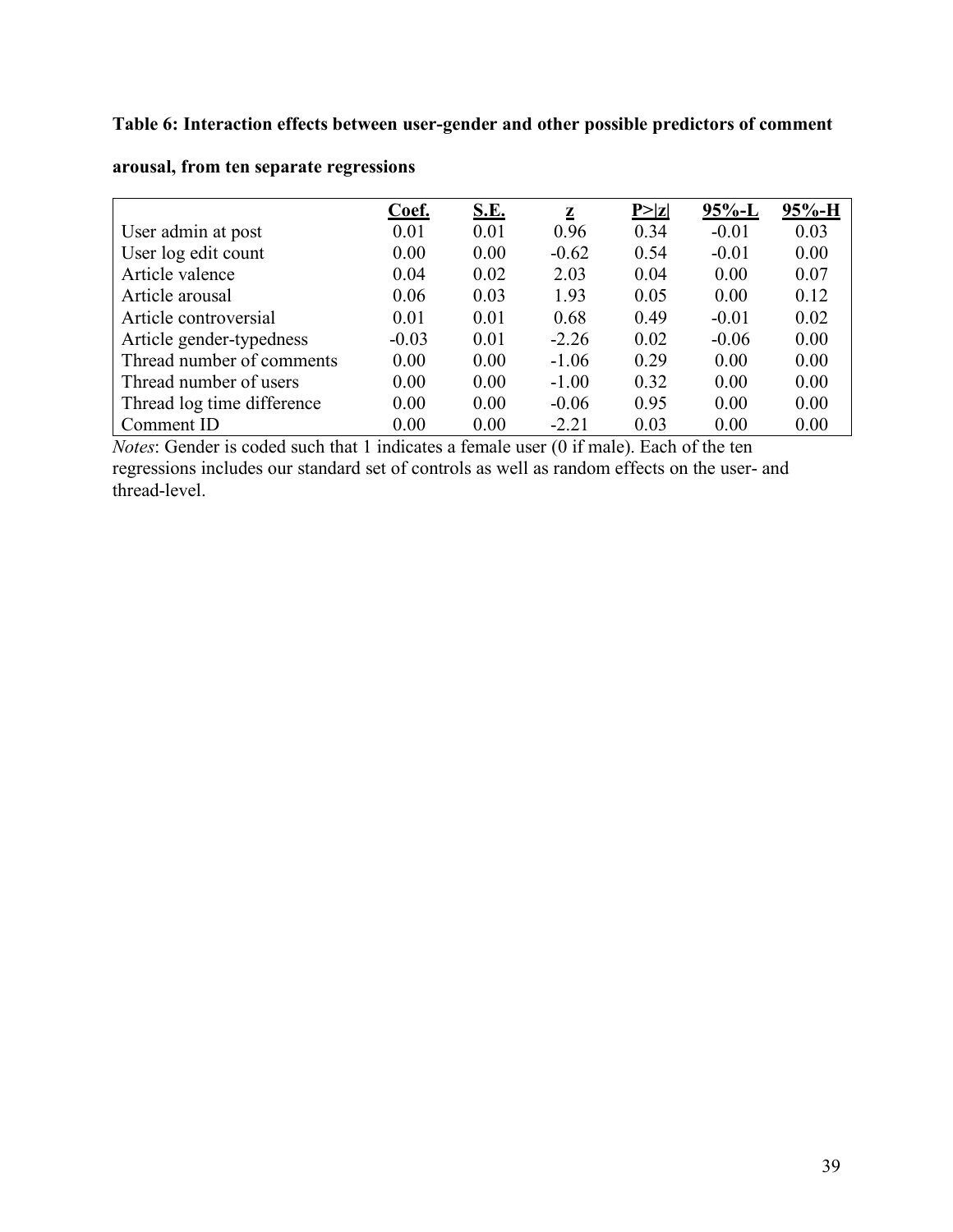**Table 6: Interaction effects between user-gender and other possible predictors of comment arousal, from ten separate regressions**

| | Coef. | S.E. | z | P>\|z\| | 95%-L | 95%-H |
|---|---|---|---|---|---|---|
| User admin at post | 0.01 | 0.01 | 0.96 | 0.34 | -0.01 | 0.03 |
| User log edit count | 0.00 | 0.00 | -0.62 | 0.54 | -0.01 | 0.00 |
| Article valence | 0.04 | 0.02 | 2.03 | 0.04 | 0.00 | 0.07 |
| Article arousal | 0.06 | 0.03 | 1.93 | 0.05 | 0.00 | 0.12 |
| Article controversial | 0.01 | 0.01 | 0.68 | 0.49 | -0.01 | 0.02 |
| Article gender-typedness | -0.03 | 0.01 | -2.26 | 0.02 | -0.06 | 0.00 |
| Thread number of comments | 0.00 | 0.00 | -1.06 | 0.29 | 0.00 | 0.00 |
| Thread number of users | 0.00 | 0.00 | -1.00 | 0.32 | 0.00 | 0.00 |
| Thread log time difference | 0.00 | 0.00 | -0.06 | 0.95 | 0.00 | 0.00 |
| Comment ID | 0.00 | 0.00 | -2.21 | 0.03 | 0.00 | 0.00 |

*Notes*: Gender is coded such that 1 indicates a female user (0 if male). Each of the ten regressions includes our standard set of controls as well as random effects on the user- and thread-level.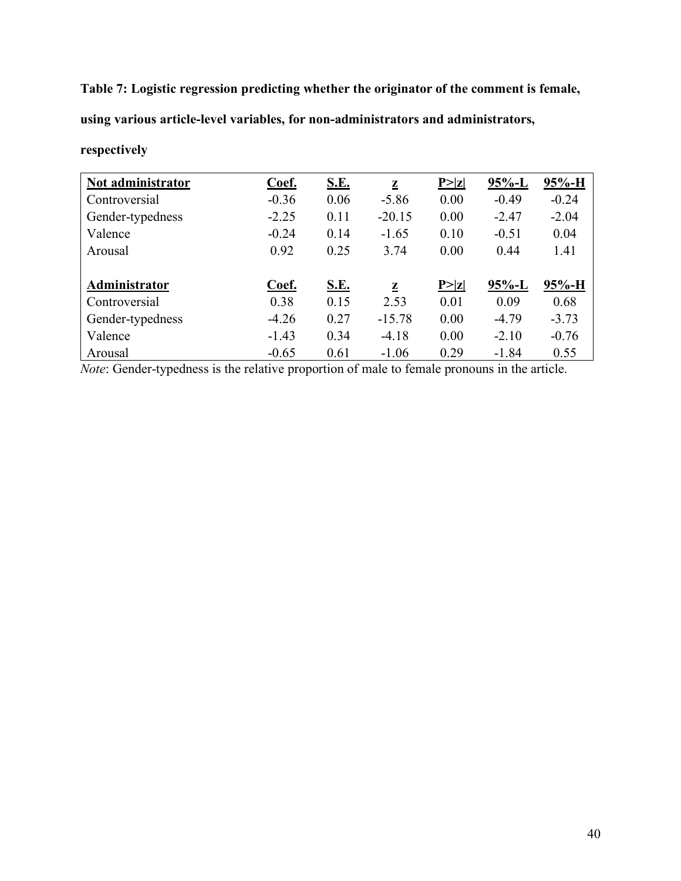**Table 7: Logistic regression predicting whether the originator of the comment is female, using various article-level variables, for non-administrators and administrators, respectively**

| **Not administrator** | **Coef.** | **S.E.** | **z** | **P>\|z\|** | **95%-L** | **95%-H** |
|---|---|---|---|---|---|---|
| Controversial | -0.36 | 0.06 | -5.86 | 0.00 | -0.49 | -0.24 |
| Gender-typedness | -2.25 | 0.11 | -20.15 | 0.00 | -2.47 | -2.04 |
| Valence | -0.24 | 0.14 | -1.65 | 0.10 | -0.51 | 0.04 |
| Arousal | 0.92 | 0.25 | 3.74 | 0.00 | 0.44 | 1.41 |
| | | | | | | |
| **Administrator** | **Coef.** | **S.E.** | **z** | **P>\|z\|** | **95%-L** | **95%-H** |
| Controversial | 0.38 | 0.15 | 2.53 | 0.01 | 0.09 | 0.68 |
| Gender-typedness | -4.26 | 0.27 | -15.78 | 0.00 | -4.79 | -3.73 |
| Valence | -1.43 | 0.34 | -4.18 | 0.00 | -2.10 | -0.76 |
| Arousal | -0.65 | 0.61 | -1.06 | 0.29 | -1.84 | 0.55 |

*Note*: Gender-typedness is the relative proportion of male to female pronouns in the article.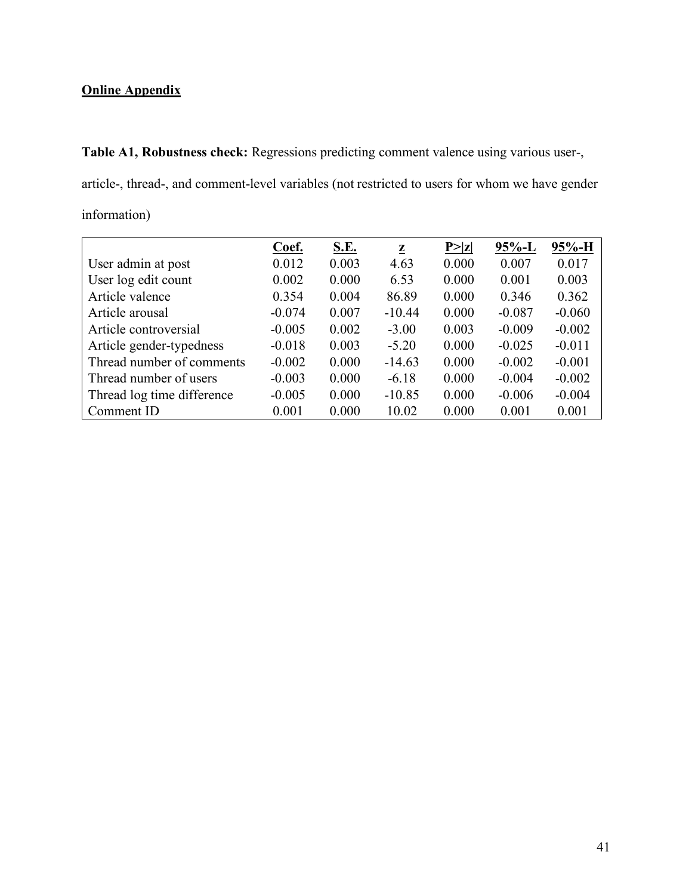**Online Appendix**

**Table A1, Robustness check:** Regressions predicting comment valence using various user-, article-, thread-, and comment-level variables (not restricted to users for whom we have gender information)

| | Coef. | S.E. | z | P>\|z\| | 95%-L | 95%-H |
|---|---|---|---|---|---|---|
| User admin at post | 0.012 | 0.003 | 4.63 | 0.000 | 0.007 | 0.017 |
| User log edit count | 0.002 | 0.000 | 6.53 | 0.000 | 0.001 | 0.003 |
| Article valence | 0.354 | 0.004 | 86.89 | 0.000 | 0.346 | 0.362 |
| Article arousal | -0.074 | 0.007 | -10.44 | 0.000 | -0.087 | -0.060 |
| Article controversial | -0.005 | 0.002 | -3.00 | 0.003 | -0.009 | -0.002 |
| Article gender-typedness | -0.018 | 0.003 | -5.20 | 0.000 | -0.025 | -0.011 |
| Thread number of comments | -0.002 | 0.000 | -14.63 | 0.000 | -0.002 | -0.001 |
| Thread number of users | -0.003 | 0.000 | -6.18 | 0.000 | -0.004 | -0.002 |
| Thread log time difference | -0.005 | 0.000 | -10.85 | 0.000 | -0.006 | -0.004 |
| Comment ID | 0.001 | 0.000 | 10.02 | 0.000 | 0.001 | 0.001 |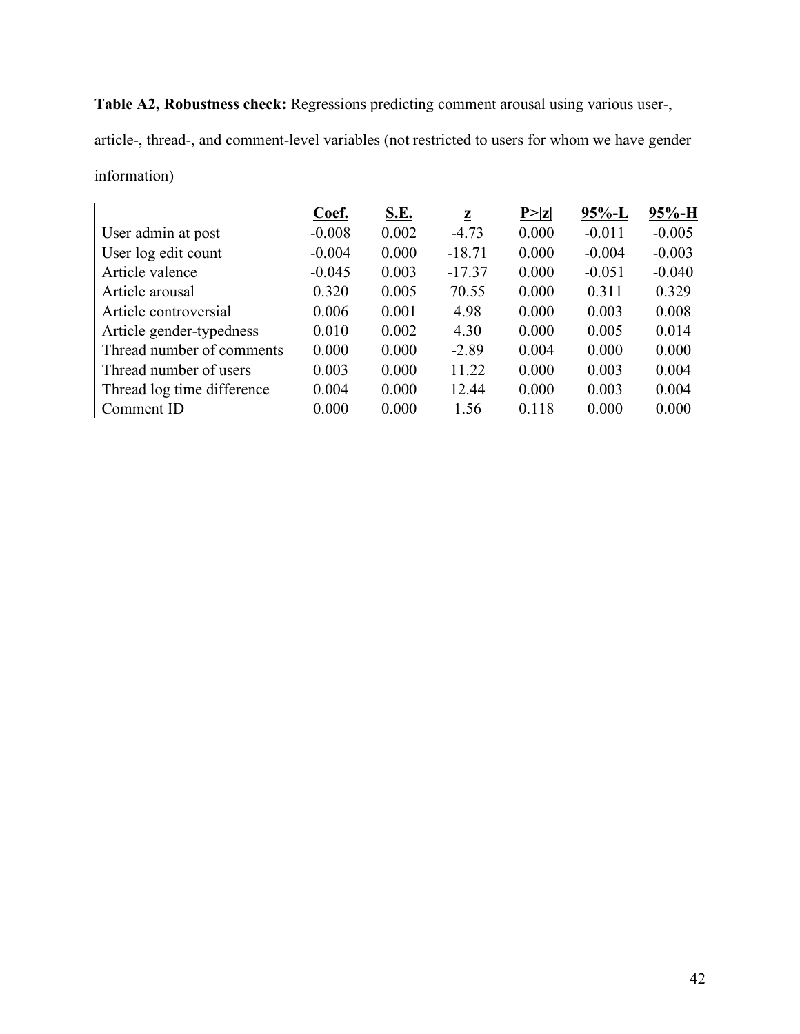**Table A2, Robustness check:** Regressions predicting comment arousal using various user-, article-, thread-, and comment-level variables (not restricted to users for whom we have gender information)

| | Coef. | S.E. | z | P>\|z\| | 95%-L | 95%-H |
|---|---|---|---|---|---|---|
| User admin at post | -0.008 | 0.002 | -4.73 | 0.000 | -0.011 | -0.005 |
| User log edit count | -0.004 | 0.000 | -18.71 | 0.000 | -0.004 | -0.003 |
| Article valence | -0.045 | 0.003 | -17.37 | 0.000 | -0.051 | -0.040 |
| Article arousal | 0.320 | 0.005 | 70.55 | 0.000 | 0.311 | 0.329 |
| Article controversial | 0.006 | 0.001 | 4.98 | 0.000 | 0.003 | 0.008 |
| Article gender-typedness | 0.010 | 0.002 | 4.30 | 0.000 | 0.005 | 0.014 |
| Thread number of comments | 0.000 | 0.000 | -2.89 | 0.004 | 0.000 | 0.000 |
| Thread number of users | 0.003 | 0.000 | 11.22 | 0.000 | 0.003 | 0.004 |
| Thread log time difference | 0.004 | 0.000 | 12.44 | 0.000 | 0.003 | 0.004 |
| Comment ID | 0.000 | 0.000 | 1.56 | 0.118 | 0.000 | 0.000 |